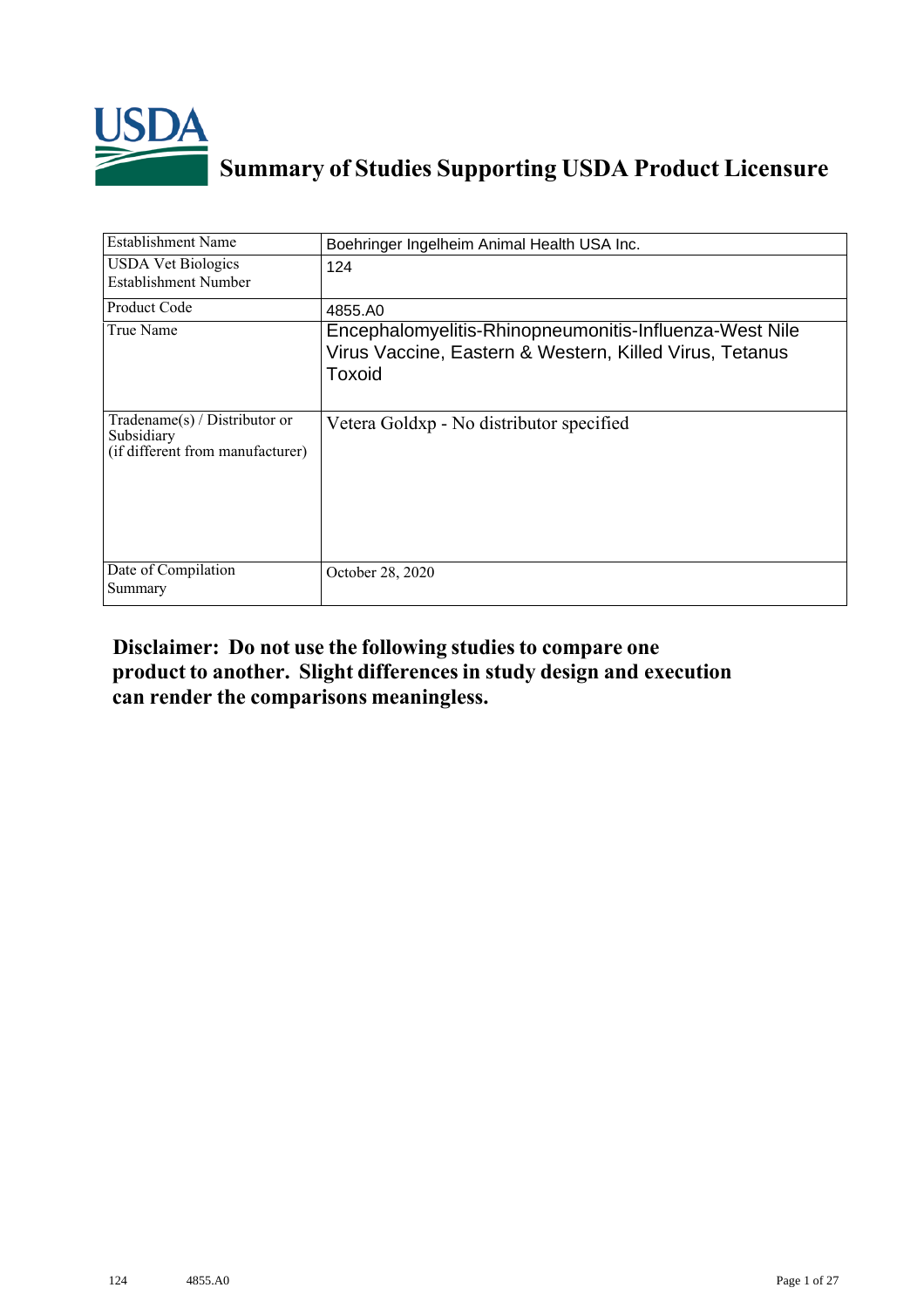# Summary of Studies Supporting USDA Product Licensure

| | |
|---|---|
| Establishment Name | Boehringer Ingelheim Animal Health USA Inc. |
| USDA Vet Biologics Establishment Number | 124 |
| Product Code | 4855.A0 |
| True Name | Encephalomyelitis-Rhinopneumonitis-Influenza-West Nile Virus Vaccine, Eastern & Western, Killed Virus, Tetanus Toxoid |
| Tradename(s) / Distributor or Subsidiary (if different from manufacturer) | Vetera Goldxp - No distributor specified |
| Date of Compilation Summary | October 28, 2020 |

**Disclaimer: Do not use the following studies to compare one product to another. Slight differences in study design and execution can render the comparisons meaningless.**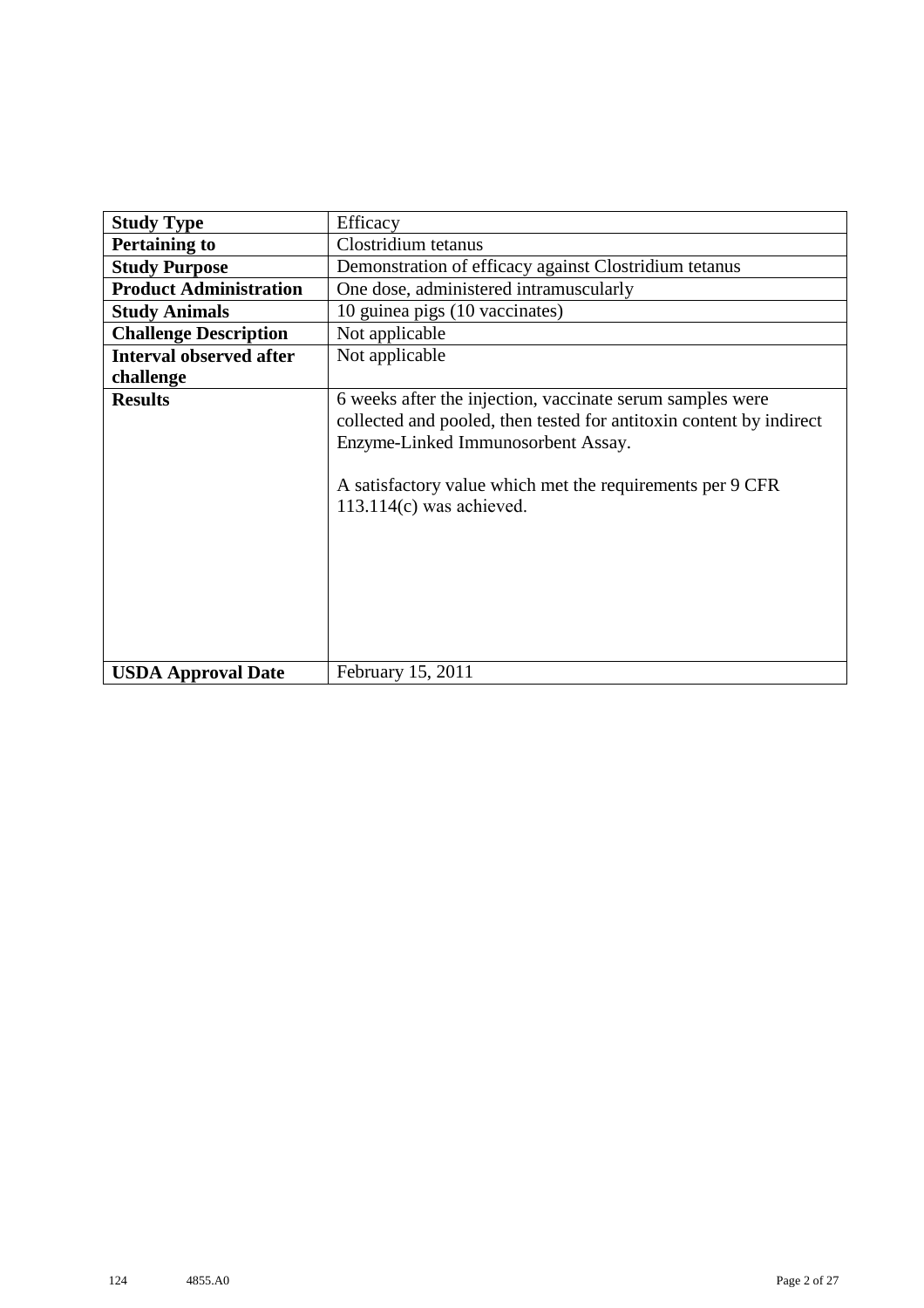| Study Type | Efficacy |
|---|---|
| **Pertaining to** | Clostridium tetanus |
| **Study Purpose** | Demonstration of efficacy against Clostridium tetanus |
| **Product Administration** | One dose, administered intramuscularly |
| **Study Animals** | 10 guinea pigs (10 vaccinates) |
| **Challenge Description** | Not applicable |
| **Interval observed after challenge** | Not applicable |
| **Results** | 6 weeks after the injection, vaccinate serum samples were collected and pooled, then tested for antitoxin content by indirect Enzyme-Linked Immunosorbent Assay.<br><br>A satisfactory value which met the requirements per 9 CFR 113.114(c) was achieved. |
| **USDA Approval Date** | February 15, 2011 |

124 4855.A0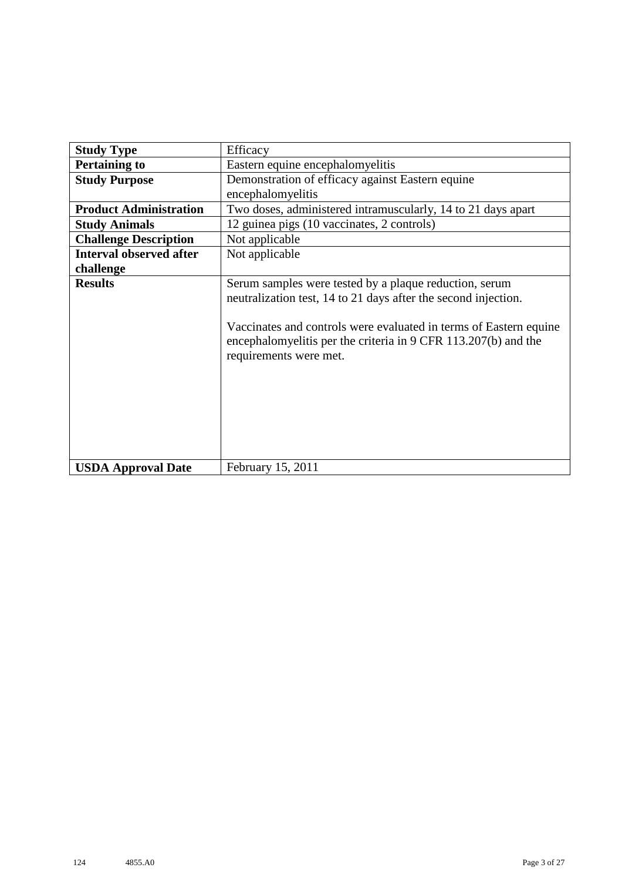| **Study Type** | Efficacy |
|---|---|
| **Pertaining to** | Eastern equine encephalomyelitis |
| **Study Purpose** | Demonstration of efficacy against Eastern equine encephalomyelitis |
| **Product Administration** | Two doses, administered intramuscularly, 14 to 21 days apart |
| **Study Animals** | 12 guinea pigs (10 vaccinates, 2 controls) |
| **Challenge Description** | Not applicable |
| **Interval observed after challenge** | Not applicable |
| **Results** | Serum samples were tested by a plaque reduction, serum neutralization test, 14 to 21 days after the second injection.<br><br>Vaccinates and controls were evaluated in terms of Eastern equine encephalomyelitis per the criteria in 9 CFR 113.207(b) and the requirements were met. |
| **USDA Approval Date** | February 15, 2011 |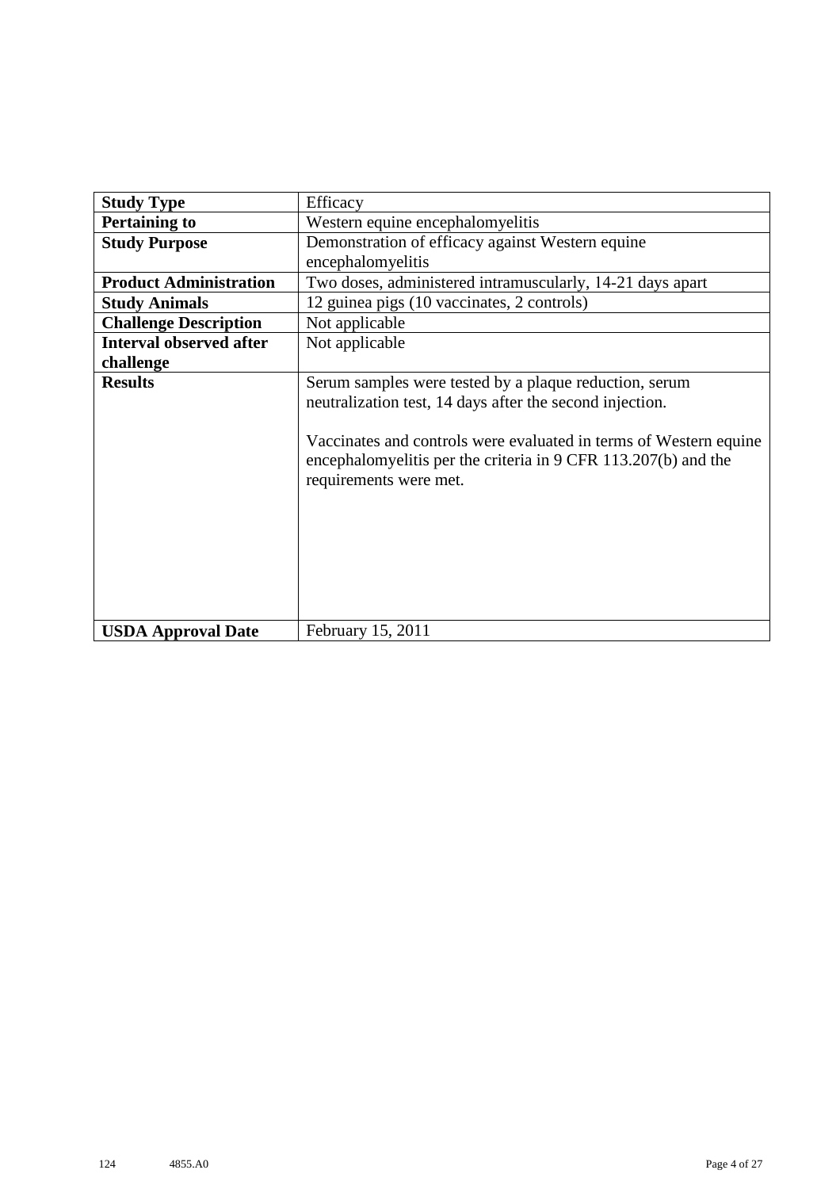| **Study Type** | Efficacy |
|---|---|
| **Pertaining to** | Western equine encephalomyelitis |
| **Study Purpose** | Demonstration of efficacy against Western equine encephalomyelitis |
| **Product Administration** | Two doses, administered intramuscularly, 14-21 days apart |
| **Study Animals** | 12 guinea pigs (10 vaccinates, 2 controls) |
| **Challenge Description** | Not applicable |
| **Interval observed after challenge** | Not applicable |
| **Results** | Serum samples were tested by a plaque reduction, serum neutralization test, 14 days after the second injection.<br><br>Vaccinates and controls were evaluated in terms of Western equine encephalomyelitis per the criteria in 9 CFR 113.207(b) and the requirements were met. |
| **USDA Approval Date** | February 15, 2011 |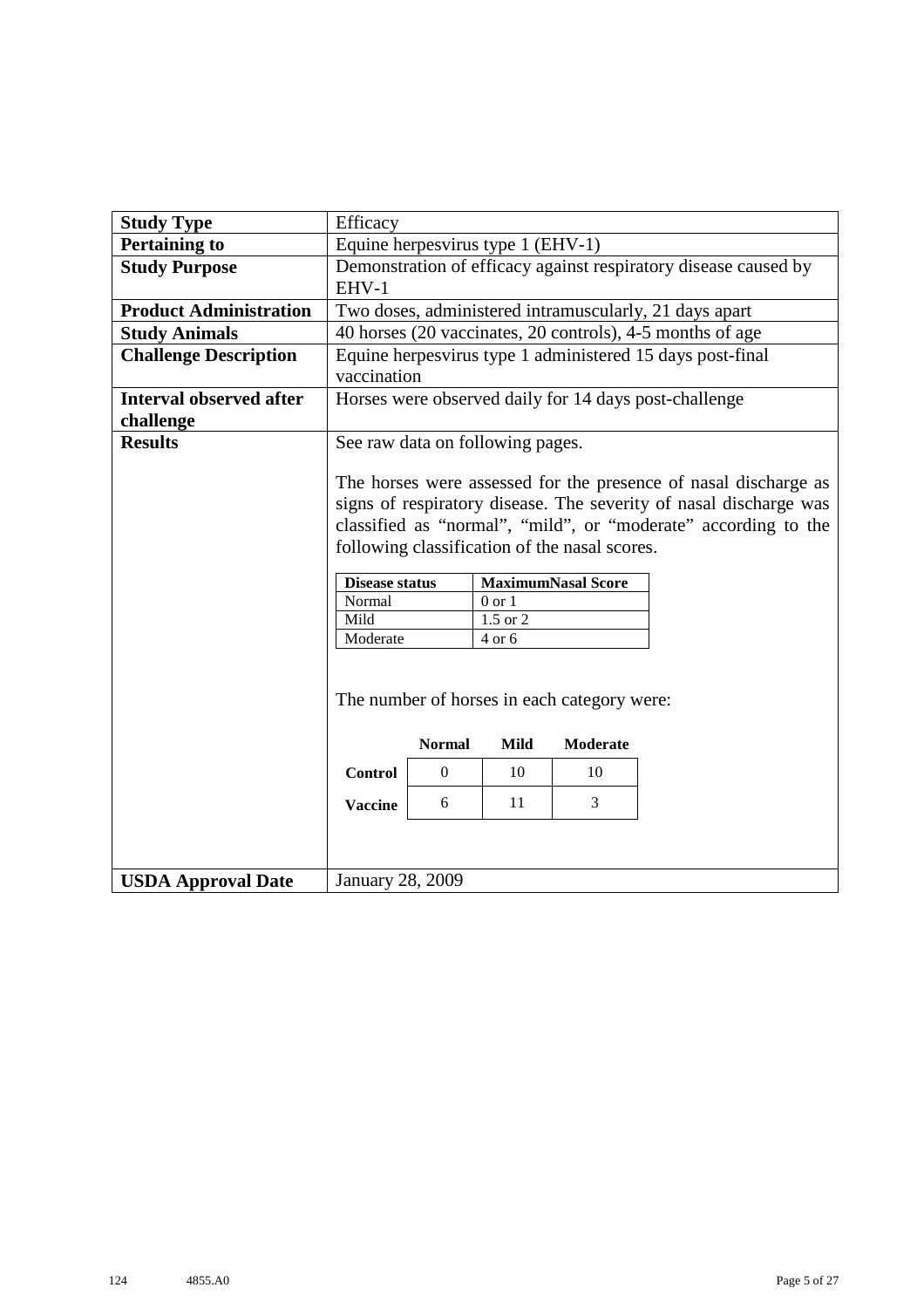| **Study Type** | Efficacy |
|---|---|
| **Pertaining to** | Equine herpesvirus type 1 (EHV-1) |
| **Study Purpose** | Demonstration of efficacy against respiratory disease caused by EHV-1 |
| **Product Administration** | Two doses, administered intramuscularly, 21 days apart |
| **Study Animals** | 40 horses (20 vaccinates, 20 controls), 4-5 months of age |
| **Challenge Description** | Equine herpesvirus type 1 administered 15 days post-final vaccination |
| **Interval observed after challenge** | Horses were observed daily for 14 days post-challenge |
| **Results** | See raw data on following pages. |
| **USDA Approval Date** | January 28, 2009 |

**Results (continued):**

See raw data on following pages.

The horses were assessed for the presence of nasal discharge as signs of respiratory disease. The severity of nasal discharge was classified as "normal", "mild", or "moderate" according to the following classification of the nasal scores.

| **Disease status** | **MaximumNasal Score** |
|---|---|
| Normal | 0 or 1 |
| Mild | 1.5 or 2 |
| Moderate | 4 or 6 |

The number of horses in each category were:

| | **Normal** | **Mild** | **Moderate** |
|---|---|---|---|
| **Control** | 0 | 10 | 10 |
| **Vaccine** | 6 | 11 | 3 |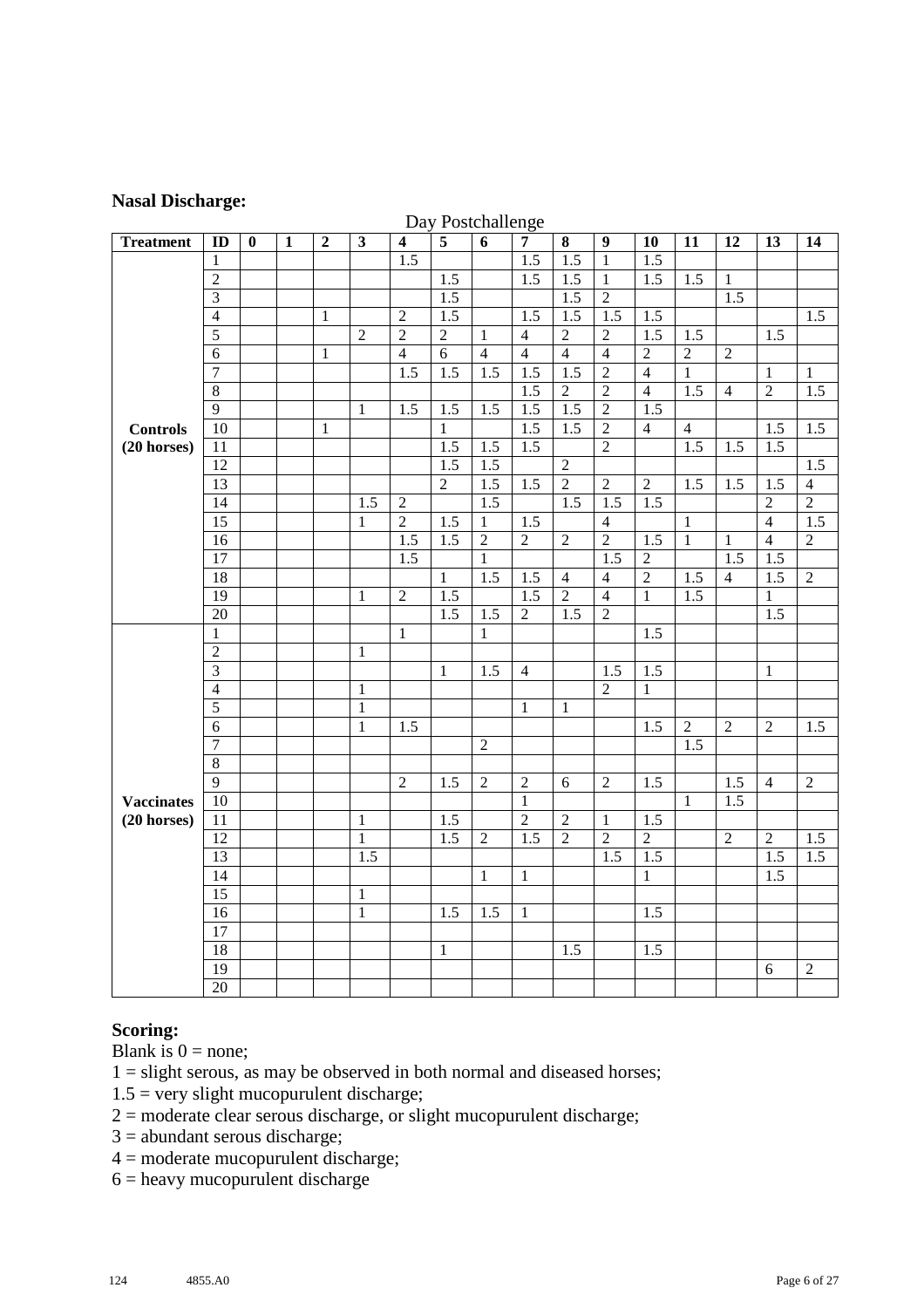## Nasal Discharge:

| Treatment | ID | Day Postchallenge | | | | | | | | | | | | | | |
|---|---|---|---|---|---|---|---|---|---|---|---|---|---|---|---|---|
| | | **0** | **1** | **2** | **3** | **4** | **5** | **6** | **7** | **8** | **9** | **10** | **11** | **12** | **13** | **14** |
| **Controls (20 horses)** | 1 | | | | | 1.5 | | | 1.5 | 1.5 | 1 | 1.5 | | | | |
| | 2 | | | | | | 1.5 | | 1.5 | 1.5 | 1 | 1.5 | 1.5 | 1 | | |
| | 3 | | | | | | 1.5 | | | 1.5 | 2 | | | 1.5 | | |
| | 4 | | | 1 | | 2 | 1.5 | | 1.5 | 1.5 | 1.5 | 1.5 | | | | 1.5 |
| | 5 | | | | 2 | 2 | 2 | 1 | 4 | 2 | 2 | 1.5 | 1.5 | | 1.5 | |
| | 6 | | | 1 | | 4 | 6 | 4 | 4 | 4 | 4 | 2 | 2 | 2 | | |
| | 7 | | | | | 1.5 | 1.5 | 1.5 | 1.5 | 1.5 | 2 | 4 | 1 | | 1 | 1 |
| | 8 | | | | | | | | 1.5 | 2 | 2 | 4 | 1.5 | 4 | 2 | 1.5 |
| | 9 | | | | 1 | 1.5 | 1.5 | 1.5 | 1.5 | 1.5 | 2 | 1.5 | | | | |
| | 10 | | | 1 | | | 1 | | 1.5 | 1.5 | 2 | 4 | 4 | | 1.5 | 1.5 |
| | 11 | | | | | | 1.5 | 1.5 | 1.5 | | 2 | | 1.5 | 1.5 | 1.5 | |
| | 12 | | | | | | 1.5 | 1.5 | | 2 | | | | | | 1.5 |
| | 13 | | | | | | 2 | 1.5 | 1.5 | 2 | 2 | 2 | 1.5 | 1.5 | 1.5 | 4 |
| | 14 | | | | 1.5 | 2 | | 1.5 | | 1.5 | 1.5 | 1.5 | | | 2 | 2 |
| | 15 | | | | 1 | 2 | 1.5 | 1 | 1.5 | | 4 | | 1 | | 4 | 1.5 |
| | 16 | | | | | 1.5 | 1.5 | 2 | 2 | 2 | 2 | 1.5 | 1 | 1 | 4 | 2 |
| | 17 | | | | | 1.5 | | 1 | | | 1.5 | 2 | | 1.5 | 1.5 | |
| | 18 | | | | | | 1 | 1.5 | 1.5 | 4 | 4 | 2 | 1.5 | 4 | 1.5 | 2 |
| | 19 | | | | 1 | 2 | 1.5 | | 1.5 | 2 | 4 | 1 | 1.5 | | 1 | |
| | 20 | | | | | | 1.5 | 1.5 | 2 | 1.5 | 2 | | | | 1.5 | |
| **Vaccinates (20 horses)** | 1 | | | | | 1 | | 1 | | | | 1.5 | | | | |
| | 2 | | | | 1 | | | | | | | | | | | |
| | 3 | | | | | | 1 | 1.5 | 4 | | 1.5 | 1.5 | | | 1 | |
| | 4 | | | | 1 | | | | | | 2 | 1 | | | | |
| | 5 | | | | 1 | | | | 1 | 1 | | | | | | |
| | 6 | | | | 1 | 1.5 | | | | | | 1.5 | 2 | 2 | 2 | 1.5 |
| | 7 | | | | | | | 2 | | | | | 1.5 | | | |
| | 8 | | | | | | | | | | | | | | | |
| | 9 | | | | | 2 | 1.5 | 2 | 2 | 6 | 2 | 1.5 | | 1.5 | 4 | 2 |
| | 10 | | | | | | | | 1 | | | | 1 | 1.5 | | |
| | 11 | | | | 1 | | 1.5 | | 2 | 2 | 1 | 1.5 | | | | |
| | 12 | | | | 1 | | 1.5 | 2 | 1.5 | 2 | 2 | 2 | | 2 | 2 | 1.5 |
| | 13 | | | | 1.5 | | | | | | 1.5 | 1.5 | | | 1.5 | 1.5 |
| | 14 | | | | | | | 1 | 1 | | | 1 | | | 1.5 | |
| | 15 | | | | 1 | | | | | | | | | | | |
| | 16 | | | | 1 | | 1.5 | 1.5 | 1 | | | 1.5 | | | | |
| | 17 | | | | | | | | | | | | | | | |
| | 18 | | | | | | 1 | | | 1.5 | | 1.5 | | | | |
| | 19 | | | | | | | | | | | | | | 6 | 2 |
| | 20 | | | | | | | | | | | | | | | |

## Scoring:

Blank is 0 = none;
1 = slight serous, as may be observed in both normal and diseased horses;
1.5 = very slight mucopurulent discharge;
2 = moderate clear serous discharge, or slight mucopurulent discharge;
3 = abundant serous discharge;
4 = moderate mucopurulent discharge;
6 = heavy mucopurulent discharge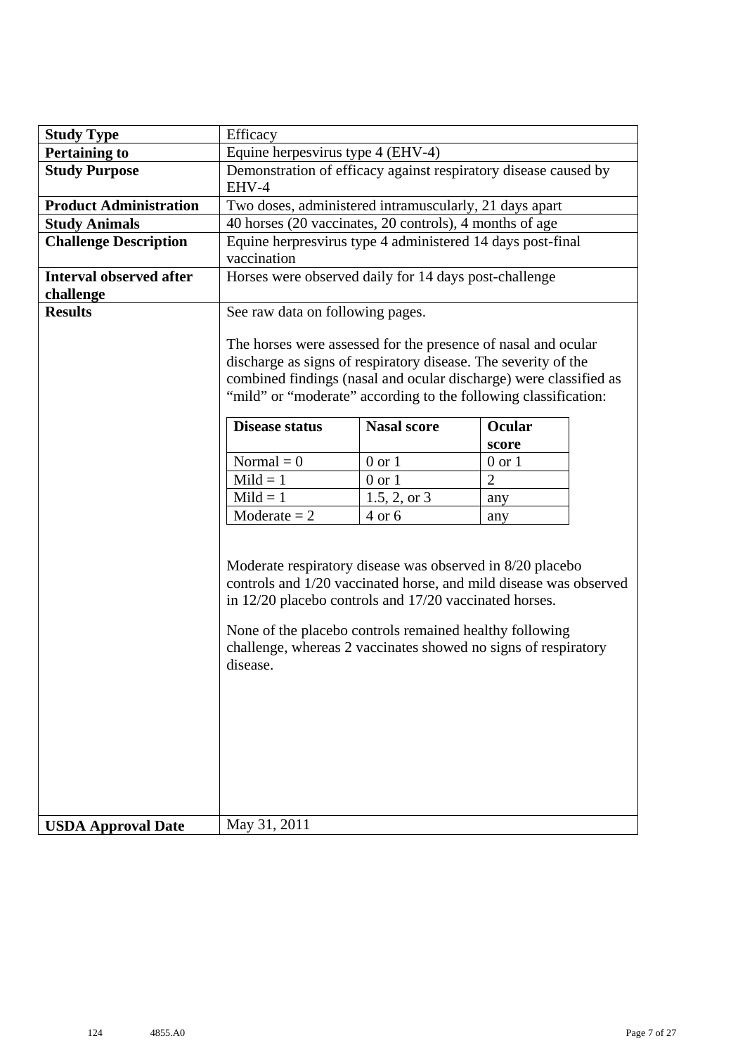| Study Type | Efficacy |
| --- | --- |
| **Pertaining to** | Equine herpesvirus type 4 (EHV-4) |
| **Study Purpose** | Demonstration of efficacy against respiratory disease caused by EHV-4 |
| **Product Administration** | Two doses, administered intramuscularly, 21 days apart |
| **Study Animals** | 40 horses (20 vaccinates, 20 controls), 4 months of age |
| **Challenge Description** | Equine herpresvirus type 4 administered 14 days post-final vaccination |
| **Interval observed after challenge** | Horses were observed daily for 14 days post-challenge |
| **Results** | See raw data on following pages.<br><br>The horses were assessed for the presence of nasal and ocular discharge as signs of respiratory disease. The severity of the combined findings (nasal and ocular discharge) were classified as "mild" or "moderate" according to the following classification:<br><br>Disease status / Nasal score / Ocular score:<br>Normal = 0 / 0 or 1 / 0 or 1<br>Mild = 1 / 0 or 1 / 2<br>Mild = 1 / 1.5, 2, or 3 / any<br>Moderate = 2 / 4 or 6 / any<br><br>Moderate respiratory disease was observed in 8/20 placebo controls and 1/20 vaccinated horse, and mild disease was observed in 12/20 placebo controls and 17/20 vaccinated horses.<br><br>None of the placebo controls remained healthy following challenge, whereas 2 vaccinates showed no signs of respiratory disease. |
| **USDA Approval Date** | May 31, 2011 |

Classification table from Results:

| Disease status | Nasal score | Ocular score |
| --- | --- | --- |
| Normal = 0 | 0 or 1 | 0 or 1 |
| Mild = 1 | 0 or 1 | 2 |
| Mild = 1 | 1.5, 2, or 3 | any |
| Moderate = 2 | 4 or 6 | any |

124 4855.A0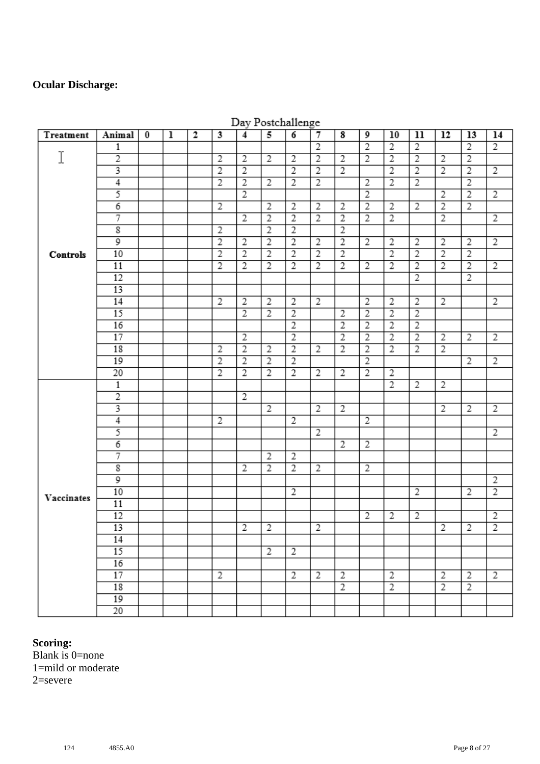**Ocular Discharge:**

| Treatment | Animal | Day Postchallenge 0 | 1 | 2 | 3 | 4 | 5 | 6 | 7 | 8 | 9 | 10 | 11 | 12 | 13 | 14 |
|---|---|---|---|---|---|---|---|---|---|---|---|---|---|---|---|---|
| Controls | 1 | | | | | | | | 2 | | 2 | 2 | 2 | | 2 | 2 |
| | 2 | | | | 2 | 2 | 2 | 2 | 2 | 2 | 2 | 2 | 2 | 2 | 2 | |
| | 3 | | | | 2 | 2 | | 2 | 2 | 2 | | 2 | 2 | 2 | 2 | 2 |
| | 4 | | | | 2 | 2 | 2 | 2 | 2 | | 2 | 2 | 2 | | 2 | |
| | 5 | | | | | 2 | | | | | 2 | | | 2 | 2 | 2 |
| | 6 | | | | 2 | | 2 | 2 | 2 | 2 | 2 | 2 | 2 | 2 | 2 | |
| | 7 | | | | | 2 | 2 | 2 | 2 | 2 | 2 | 2 | | 2 | | 2 |
| | 8 | | | | 2 | | 2 | 2 | | 2 | | | | | | |
| | 9 | | | | 2 | 2 | 2 | 2 | 2 | 2 | 2 | 2 | 2 | 2 | 2 | 2 |
| | 10 | | | | 2 | 2 | 2 | 2 | 2 | 2 | | 2 | 2 | 2 | 2 | |
| | 11 | | | | 2 | 2 | 2 | 2 | 2 | 2 | 2 | 2 | 2 | 2 | 2 | 2 |
| | 12 | | | | | | | | | | | | 2 | | 2 | |
| | 13 | | | | | | | | | | | | | | | |
| | 14 | | | | 2 | 2 | 2 | 2 | 2 | | 2 | 2 | 2 | 2 | | 2 |
| | 15 | | | | | 2 | 2 | 2 | | 2 | 2 | 2 | 2 | | | |
| | 16 | | | | | | | 2 | | 2 | 2 | 2 | 2 | | | |
| | 17 | | | | | 2 | | 2 | | 2 | 2 | 2 | 2 | 2 | 2 | 2 |
| | 18 | | | | 2 | 2 | 2 | 2 | 2 | 2 | 2 | 2 | 2 | 2 | | |
| | 19 | | | | 2 | 2 | 2 | 2 | | | 2 | | | | 2 | 2 |
| | 20 | | | | 2 | 2 | 2 | 2 | 2 | 2 | 2 | 2 | | | | |
| Vaccinates | 1 | | | | | | | | | | | 2 | 2 | 2 | | |
| | 2 | | | | | 2 | | | | | | | | | | |
| | 3 | | | | | | 2 | | 2 | 2 | | | | 2 | 2 | 2 |
| | 4 | | | | 2 | | | 2 | | | 2 | | | | | |
| | 5 | | | | | | | | 2 | | | | | | | 2 |
| | 6 | | | | | | | | | 2 | 2 | | | | | |
| | 7 | | | | | | 2 | 2 | | | | | | | | |
| | 8 | | | | | 2 | 2 | 2 | 2 | | 2 | | | | | |
| | 9 | | | | | | | | | | | | | | | 2 |
| | 10 | | | | | | | 2 | | | | | 2 | | 2 | 2 |
| | 11 | | | | | | | | | | | | | | | |
| | 12 | | | | | | | | | | 2 | 2 | 2 | | | 2 |
| | 13 | | | | | 2 | 2 | | 2 | | | | | 2 | 2 | 2 |
| | 14 | | | | | | | | | | | | | | | |
| | 15 | | | | | | 2 | 2 | | | | | | | | |
| | 16 | | | | | | | | | | | | | | | |
| | 17 | | | | 2 | | | 2 | 2 | 2 | | 2 | | 2 | 2 | 2 |
| | 18 | | | | | | | | | 2 | | 2 | | 2 | 2 | |
| | 19 | | | | | | | | | | | | | | | |
| | 20 | | | | | | | | | | | | | | | |

**Scoring:**
Blank is 0=none
1=mild or moderate
2=severe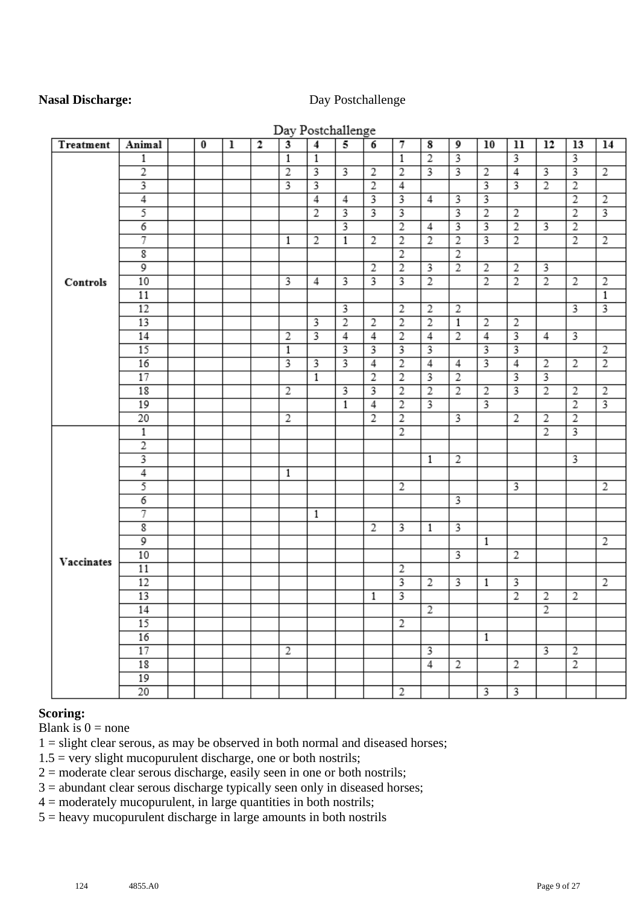**Nasal Discharge:** Day Postchallenge

| Treatment | Animal | | 0 | 1 | 2 | 3 | 4 | 5 | 6 | 7 | 8 | 9 | 10 | 11 | 12 | 13 | 14 |
|---|---|---|---|---|---|---|---|---|---|---|---|---|---|---|---|---|---|
| Controls | 1 | | | | | 1 | 1 | | | 1 | 2 | 3 | | 3 | | 3 | |
| | 2 | | | | | 2 | 3 | 3 | 2 | 2 | 3 | 3 | 2 | 4 | 3 | 3 | 2 |
| | 3 | | | | | 3 | 3 | | 2 | 4 | | | 3 | 3 | 2 | 2 | |
| | 4 | | | | | | 4 | 4 | 3 | 3 | 4 | 3 | 3 | | | 2 | 2 |
| | 5 | | | | | | 2 | 3 | 3 | 3 | | 3 | 2 | 2 | | 2 | 3 |
| | 6 | | | | | | | 3 | | 2 | 4 | 3 | 3 | 2 | 3 | 2 | |
| | 7 | | | | | 1 | 2 | 1 | 2 | 2 | 2 | 2 | 3 | 2 | | 2 | 2 |
| | 8 | | | | | | | | | 2 | | 2 | | | | | |
| | 9 | | | | | | | | 2 | 2 | 3 | 2 | 2 | 2 | 3 | | |
| | 10 | | | | | 3 | 4 | 3 | 3 | 3 | 2 | | 2 | 2 | 2 | 2 | 2 |
| | 11 | | | | | | | | | | | | | | | | 1 |
| | 12 | | | | | | | 3 | | 2 | 2 | 2 | | | | 3 | 3 |
| | 13 | | | | | | 3 | 2 | 2 | 2 | 2 | 1 | 2 | 2 | | | |
| | 14 | | | | | 2 | 3 | 4 | 4 | 2 | 4 | 2 | 4 | 3 | 4 | 3 | |
| | 15 | | | | | 1 | | 3 | 3 | 3 | 3 | | 3 | 3 | | | 2 |
| | 16 | | | | | 3 | 3 | 3 | 4 | 2 | 4 | 4 | 3 | 4 | 2 | 2 | 2 |
| | 17 | | | | | | 1 | | 2 | 2 | 3 | 2 | | 3 | 3 | | |
| | 18 | | | | | 2 | | 3 | 3 | 2 | 2 | 2 | 2 | 3 | 2 | 2 | 2 |
| | 19 | | | | | | | 1 | 4 | 2 | 3 | | 3 | | | 2 | 3 |
| | 20 | | | | | 2 | | | 2 | 2 | | 3 | | 2 | 2 | 2 | |
| Vaccinates | 1 | | | | | | | | | 2 | | | | | 2 | 3 | |
| | 2 | | | | | | | | | | | | | | | | |
| | 3 | | | | | | | | | | 1 | 2 | | | | 3 | |
| | 4 | | | | | 1 | | | | | | | | | | | |
| | 5 | | | | | | | | | 2 | | | | 3 | | | 2 |
| | 6 | | | | | | | | | | | 3 | | | | | |
| | 7 | | | | | | 1 | | | | | | | | | | |
| | 8 | | | | | | | | 2 | 3 | 1 | 3 | | | | | |
| | 9 | | | | | | | | | | | | 1 | | | | 2 |
| | 10 | | | | | | | | | | | 3 | | 2 | | | |
| | 11 | | | | | | | | | 2 | | | | | | | |
| | 12 | | | | | | | | | 3 | 2 | 3 | 1 | 3 | | | 2 |
| | 13 | | | | | | | | 1 | 3 | | | | 2 | 2 | 2 | |
| | 14 | | | | | | | | | | 2 | | | | 2 | | |
| | 15 | | | | | | | | | 2 | | | | | | | |
| | 16 | | | | | | | | | | | | 1 | | | | |
| | 17 | | | | | 2 | | | | | 3 | | | | 3 | 2 | |
| | 18 | | | | | | | | | | 4 | 2 | | 2 | | 2 | |
| | 19 | | | | | | | | | | | | | | | | |
| | 20 | | | | | | | | | 2 | | | 3 | 3 | | | |

**Scoring:**
Blank is 0 = none
1 = slight clear serous, as may be observed in both normal and diseased horses;
1.5 = very slight mucopurulent discharge, one or both nostrils;
2 = moderate clear serous discharge, easily seen in one or both nostrils;
3 = abundant clear serous discharge typically seen only in diseased horses;
4 = moderately mucopurulent, in large quantities in both nostrils;
5 = heavy mucopurulent discharge in large amounts in both nostrils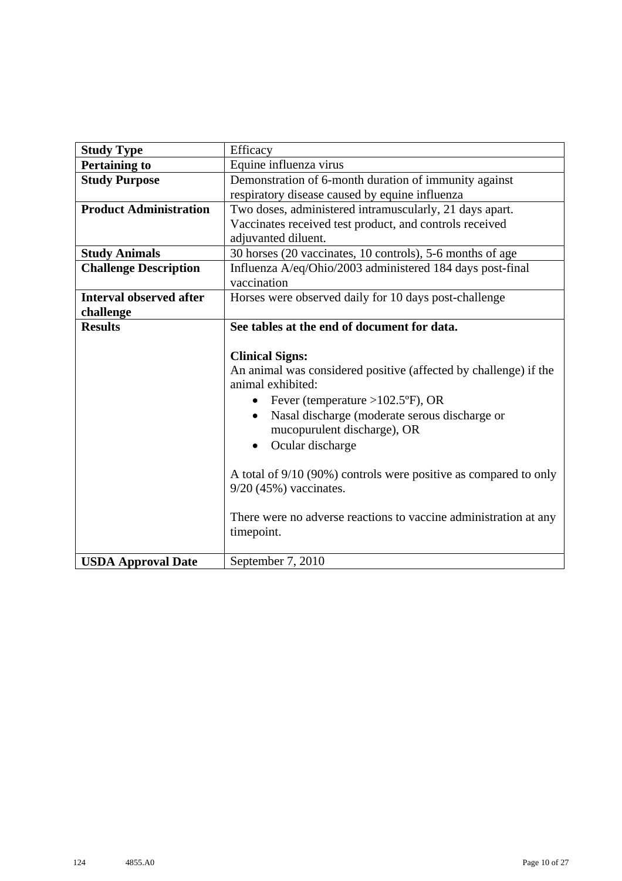| Study Type | Efficacy |
|---|---|
| **Pertaining to** | Equine influenza virus |
| **Study Purpose** | Demonstration of 6-month duration of immunity against respiratory disease caused by equine influenza |
| **Product Administration** | Two doses, administered intramuscularly, 21 days apart. Vaccinates received test product, and controls received adjuvanted diluent. |
| **Study Animals** | 30 horses (20 vaccinates, 10 controls), 5-6 months of age |
| **Challenge Description** | Influenza A/eq/Ohio/2003 administered 184 days post-final vaccination |
| **Interval observed after challenge** | Horses were observed daily for 10 days post-challenge |
| **Results** | **See tables at the end of document for data.**<br><br>**Clinical Signs:**<br>An animal was considered positive (affected by challenge) if the animal exhibited:<br>• Fever (temperature >102.5ºF), OR<br>• Nasal discharge (moderate serous discharge or mucopurulent discharge), OR<br>• Ocular discharge<br><br>A total of 9/10 (90%) controls were positive as compared to only 9/20 (45%) vaccinates.<br><br>There were no adverse reactions to vaccine administration at any timepoint. |
| **USDA Approval Date** | September 7, 2010 |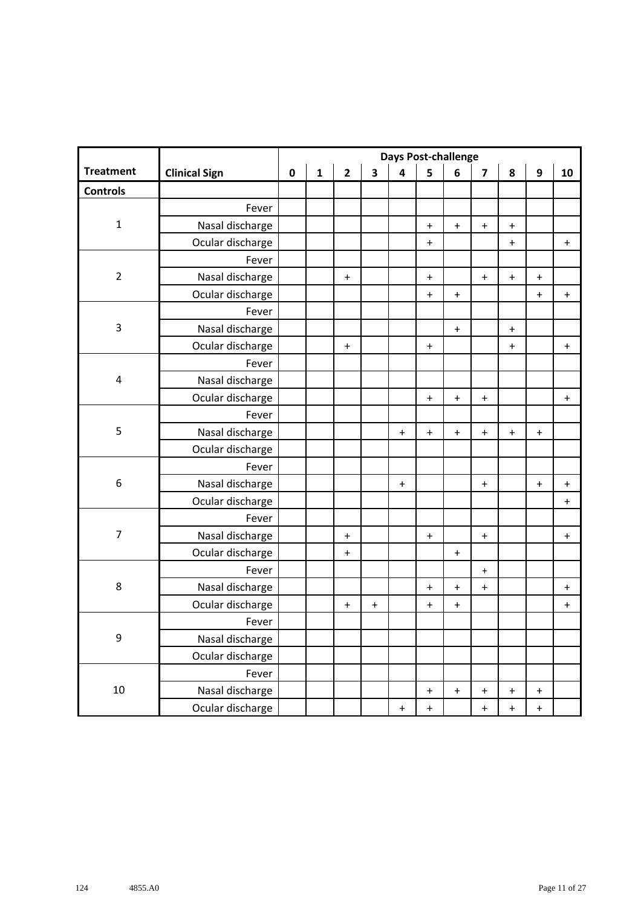| Treatment | Clinical Sign | Days Post-challenge | | | | | | | | | | |
|---|---|---|---|---|---|---|---|---|---|---|---|---|
| | | 0 | 1 | 2 | 3 | 4 | 5 | 6 | 7 | 8 | 9 | 10 |
| Controls | | | | | | | | | | | | |
| 1 | Fever | | | | | | | | | | | |
| | Nasal discharge | | | | | | + | + | + | + | | |
| | Ocular discharge | | | | | | + | | | + | | + |
| 2 | Fever | | | | | | | | | | | |
| | Nasal discharge | | | + | | | + | | + | + | + | |
| | Ocular discharge | | | | | | + | + | | | + | + |
| 3 | Fever | | | | | | | | | | | |
| | Nasal discharge | | | | | | | + | | + | | |
| | Ocular discharge | | | + | | | + | | | + | | + |
| 4 | Fever | | | | | | | | | | | |
| | Nasal discharge | | | | | | | | | | | |
| | Ocular discharge | | | | | | + | + | + | | | + |
| 5 | Fever | | | | | | | | | | | |
| | Nasal discharge | | | | | + | + | + | + | + | + | |
| | Ocular discharge | | | | | | | | | | | |
| 6 | Fever | | | | | | | | | | | |
| | Nasal discharge | | | | | + | | | + | | + | + |
| | Ocular discharge | | | | | | | | | | | + |
| 7 | Fever | | | | | | | | | | | |
| | Nasal discharge | | | + | | | + | | + | | | + |
| | Ocular discharge | | | + | | | | + | | | | |
| 8 | Fever | | | | | | | | + | | | |
| | Nasal discharge | | | | | | + | + | + | | | + |
| | Ocular discharge | | | + | + | | + | + | | | | + |
| 9 | Fever | | | | | | | | | | | |
| | Nasal discharge | | | | | | | | | | | |
| | Ocular discharge | | | | | | | | | | | |
| 10 | Fever | | | | | | | | | | | |
| | Nasal discharge | | | | | | + | + | + | + | + | |
| | Ocular discharge | | | | | + | + | | + | + | + | |

124 4855.A0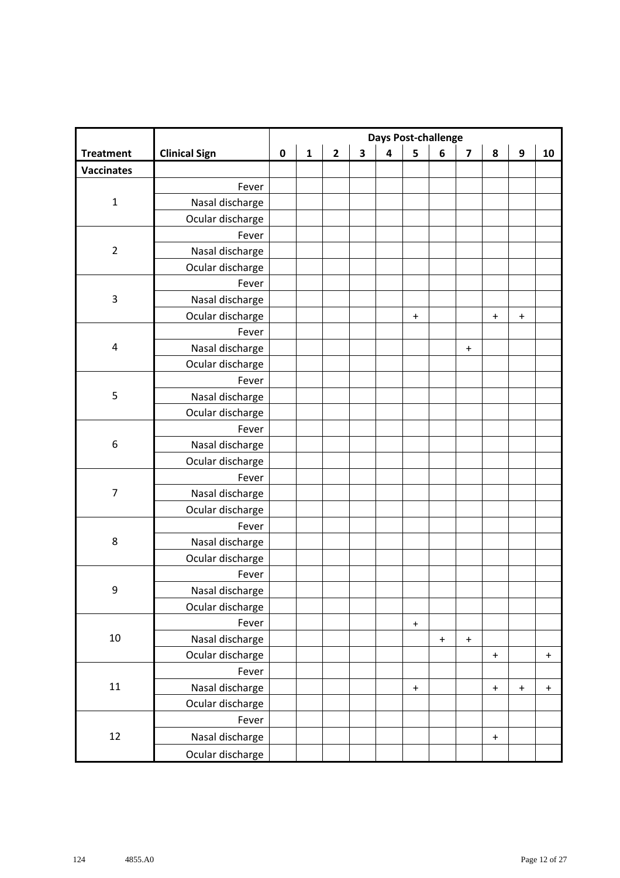| Treatment | Clinical Sign | Days Post-challenge | | | | | | | | | | |
|---|---|---|---|---|---|---|---|---|---|---|---|---|
| | | 0 | 1 | 2 | 3 | 4 | 5 | 6 | 7 | 8 | 9 | 10 |
| **Vaccinates** | | | | | | | | | | | | |
| 1 | Fever | | | | | | | | | | | |
| | Nasal discharge | | | | | | | | | | | |
| | Ocular discharge | | | | | | | | | | | |
| 2 | Fever | | | | | | | | | | | |
| | Nasal discharge | | | | | | | | | | | |
| | Ocular discharge | | | | | | | | | | | |
| 3 | Fever | | | | | | | | | | | |
| | Nasal discharge | | | | | | | | | | | |
| | Ocular discharge | | | | | | + | | | + | + | |
| 4 | Fever | | | | | | | | | | | |
| | Nasal discharge | | | | | | | | + | | | |
| | Ocular discharge | | | | | | | | | | | |
| 5 | Fever | | | | | | | | | | | |
| | Nasal discharge | | | | | | | | | | | |
| | Ocular discharge | | | | | | | | | | | |
| 6 | Fever | | | | | | | | | | | |
| | Nasal discharge | | | | | | | | | | | |
| | Ocular discharge | | | | | | | | | | | |
| 7 | Fever | | | | | | | | | | | |
| | Nasal discharge | | | | | | | | | | | |
| | Ocular discharge | | | | | | | | | | | |
| 8 | Fever | | | | | | | | | | | |
| | Nasal discharge | | | | | | | | | | | |
| | Ocular discharge | | | | | | | | | | | |
| 9 | Fever | | | | | | | | | | | |
| | Nasal discharge | | | | | | | | | | | |
| | Ocular discharge | | | | | | | | | | | |
| 10 | Fever | | | | | | + | | | | | |
| | Nasal discharge | | | | | | | + | + | | | |
| | Ocular discharge | | | | | | | | | + | | + |
| 11 | Fever | | | | | | | | | | | |
| | Nasal discharge | | | | | | + | | | + | + | + |
| | Ocular discharge | | | | | | | | | | | |
| 12 | Fever | | | | | | | | | | | |
| | Nasal discharge | | | | | | | | | + | | |
| | Ocular discharge | | | | | | | | | | | |

124 4855.A0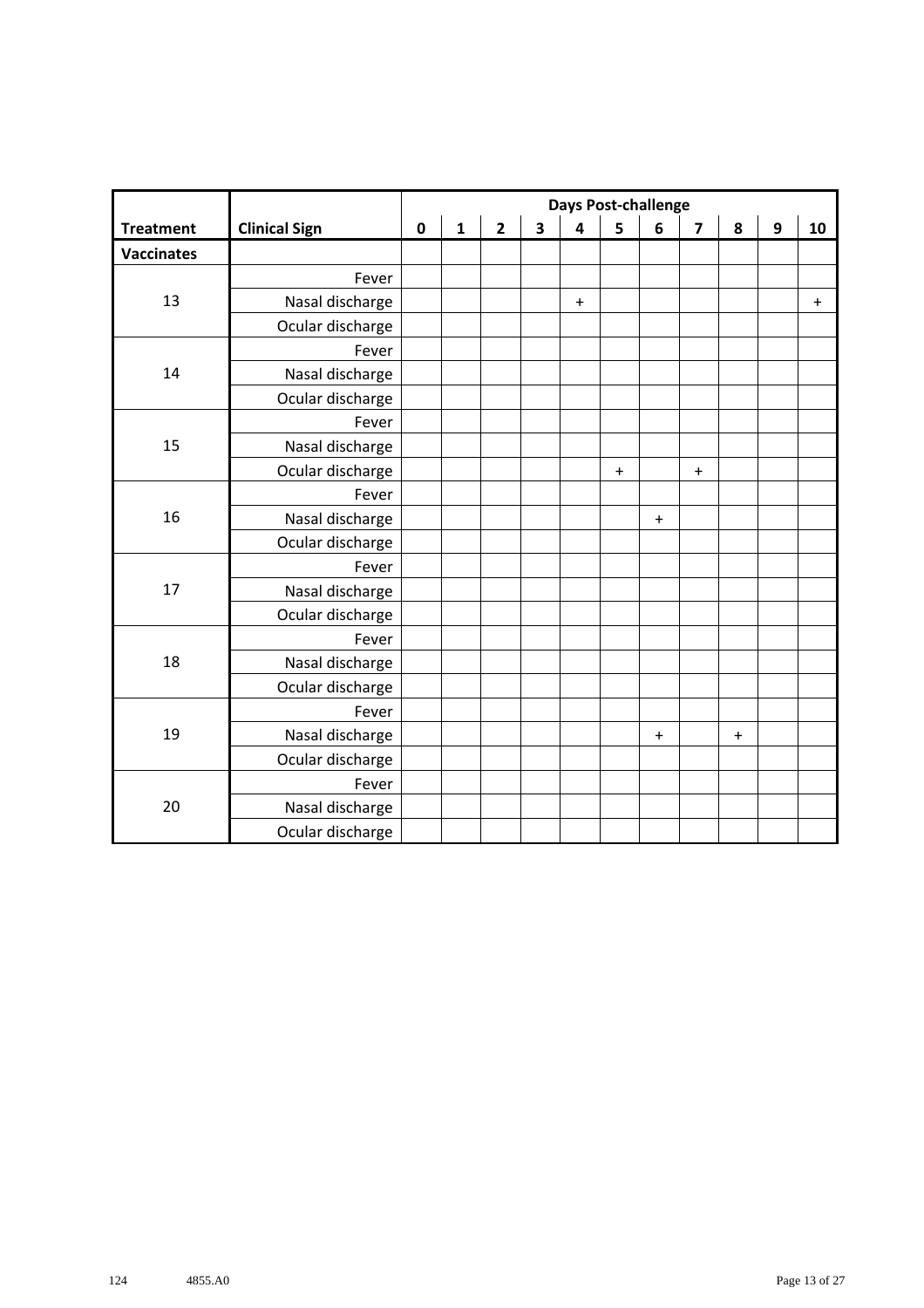| Treatment | Clinical Sign | Days Post-challenge | | | | | | | | | | |
|---|---|---|---|---|---|---|---|---|---|---|---|---|
| | | 0 | 1 | 2 | 3 | 4 | 5 | 6 | 7 | 8 | 9 | 10 |
| **Vaccinates** | | | | | | | | | | | | |
| 13 | Fever | | | | | | | | | | | |
| | Nasal discharge | | | | | + | | | | | | + |
| | Ocular discharge | | | | | | | | | | | |
| 14 | Fever | | | | | | | | | | | |
| | Nasal discharge | | | | | | | | | | | |
| | Ocular discharge | | | | | | | | | | | |
| 15 | Fever | | | | | | | | | | | |
| | Nasal discharge | | | | | | | | | | | |
| | Ocular discharge | | | | | | + | | + | | | |
| 16 | Fever | | | | | | | | | | | |
| | Nasal discharge | | | | | | | + | | | | |
| | Ocular discharge | | | | | | | | | | | |
| 17 | Fever | | | | | | | | | | | |
| | Nasal discharge | | | | | | | | | | | |
| | Ocular discharge | | | | | | | | | | | |
| 18 | Fever | | | | | | | | | | | |
| | Nasal discharge | | | | | | | | | | | |
| | Ocular discharge | | | | | | | | | | | |
| 19 | Fever | | | | | | | | | | | |
| | Nasal discharge | | | | | | | + | | + | | |
| | Ocular discharge | | | | | | | | | | | |
| 20 | Fever | | | | | | | | | | | |
| | Nasal discharge | | | | | | | | | | | |
| | Ocular discharge | | | | | | | | | | | |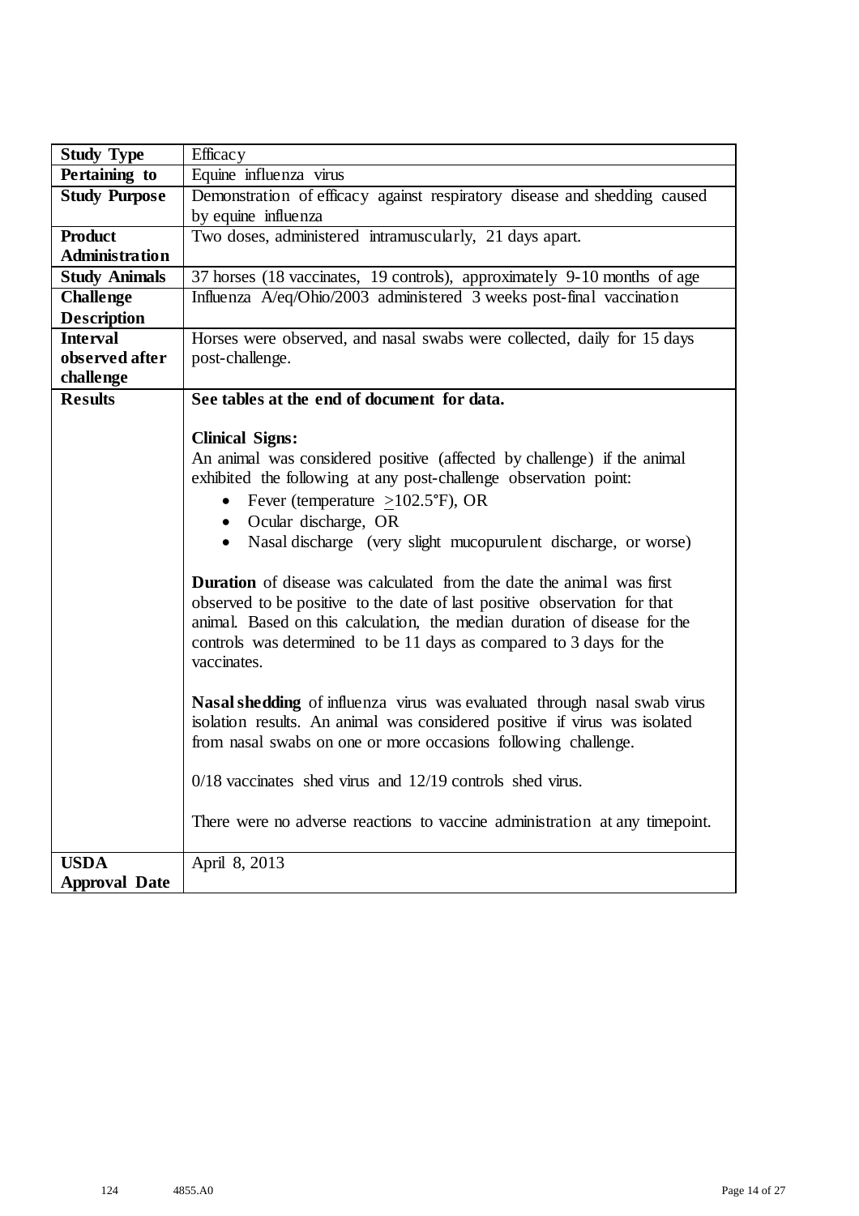| Study Type | Efficacy |
|---|---|
| **Pertaining to** | Equine influenza virus |
| **Study Purpose** | Demonstration of efficacy against respiratory disease and shedding caused by equine influenza |
| **Product Administration** | Two doses, administered intramuscularly, 21 days apart. |
| **Study Animals** | 37 horses (18 vaccinates, 19 controls), approximately 9-10 months of age |
| **Challenge Description** | Influenza A/eq/Ohio/2003 administered 3 weeks post-final vaccination |
| **Interval observed after challenge** | Horses were observed, and nasal swabs were collected, daily for 15 days post-challenge. |
| **Results** | **See tables at the end of document for data.**<br><br>**Clinical Signs:**<br>An animal was considered positive (affected by challenge) if the animal exhibited the following at any post-challenge observation point:<br>• Fever (temperature $\geq$102.5°F), OR<br>• Ocular discharge, OR<br>• Nasal discharge (very slight mucopurulent discharge, or worse)<br><br>**Duration** of disease was calculated from the date the animal was first observed to be positive to the date of last positive observation for that animal. Based on this calculation, the median duration of disease for the controls was determined to be 11 days as compared to 3 days for the vaccinates.<br><br>**Nasal shedding** of influenza virus was evaluated through nasal swab virus isolation results. An animal was considered positive if virus was isolated from nasal swabs on one or more occasions following challenge.<br><br>0/18 vaccinates shed virus and 12/19 controls shed virus.<br><br>There were no adverse reactions to vaccine administration at any timepoint. |
| **USDA Approval Date** | April 8, 2013 |

124 4855.A0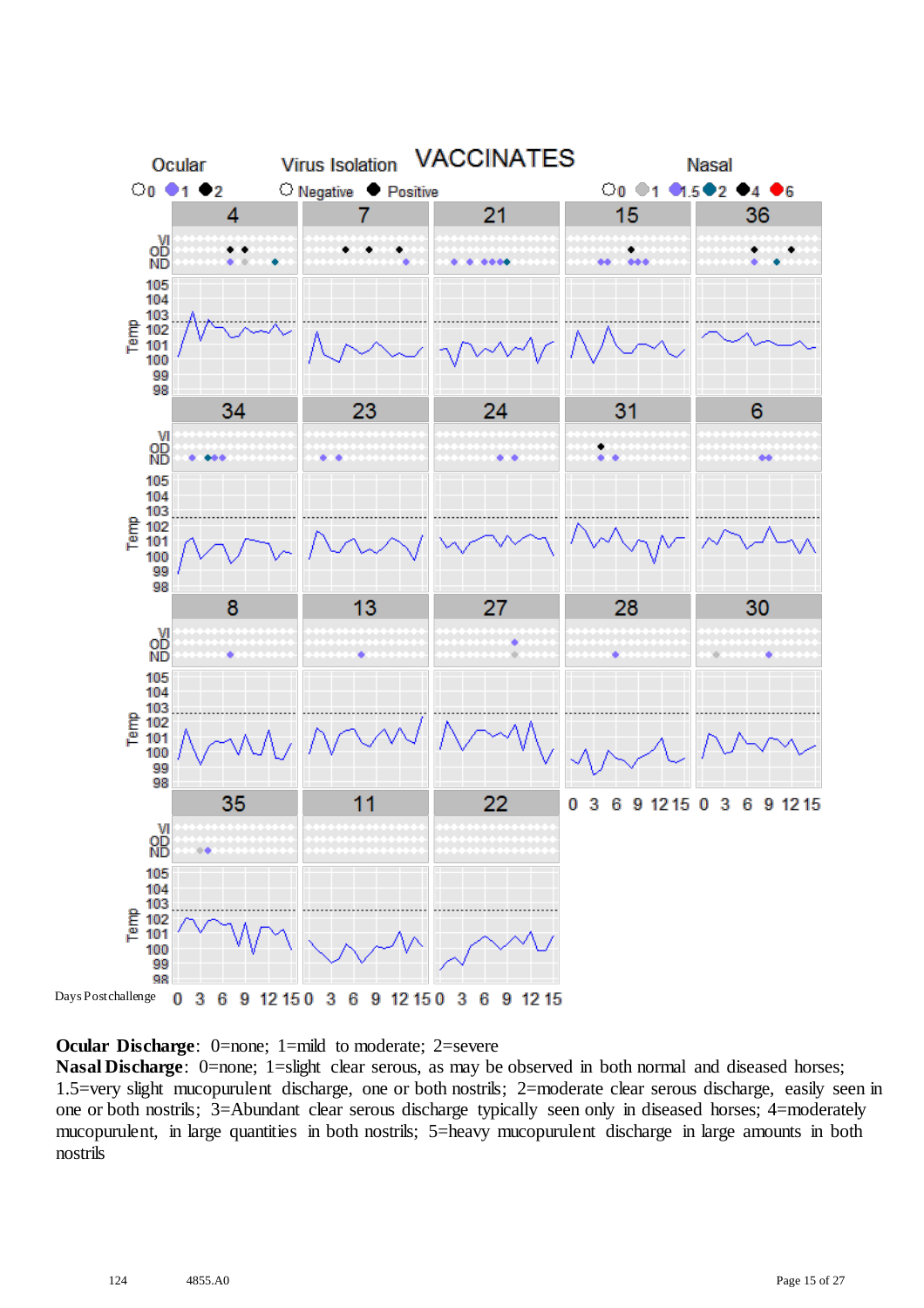VACCINATES

Ocular ○0 ●1 ●2 | Virus Isolation ○ Negative ● Positive | Nasal ○0 ●1 ●1.5 ●2 ●4 ●6

Panels: 4, 7, 21, 15, 36, 34, 23, 24, 31, 6, 8, 13, 27, 28, 30, 35, 11, 22

Rows: VI, OD, ND; Temp (98–105)

Days Postchallenge 0 3 6 9 12 15

**Ocular Discharge**: 0=none; 1=mild to moderate; 2=severe
**Nasal Discharge**: 0=none; 1=slight clear serous, as may be observed in both normal and diseased horses; 1.5=very slight mucopurulent discharge, one or both nostrils; 2=moderate clear serous discharge, easily seen in one or both nostrils; 3=Abundant clear serous discharge typically seen only in diseased horses; 4=moderately mucopurulent, in large quantities in both nostrils; 5=heavy mucopurulent discharge in large amounts in both nostrils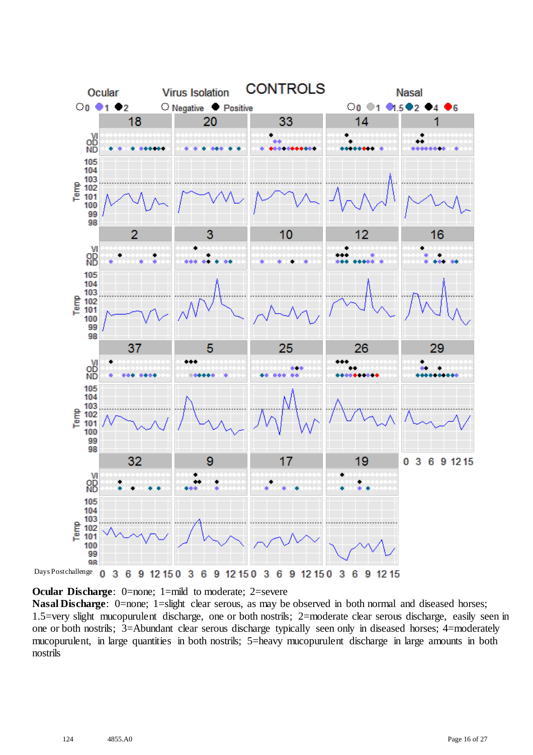CONTROLS

Ocular: 0, 1, 2 | Virus Isolation: Negative, Positive | Nasal: 0, 1, 1.5, 2, 4, 6

Panels: 18, 20, 33, 14, 1, 2, 3, 10, 12, 16, 37, 5, 25, 26, 29, 32, 9, 17, 19

Rows: VI, OD, ND; Temp (98–105)

Days Postchallenge: 0 3 6 9 12 15

**Ocular Discharge**: 0=none; 1=mild to moderate; 2=severe
**Nasal Discharge**: 0=none; 1=slight clear serous, as may be observed in both normal and diseased horses; 1.5=very slight mucopurulent discharge, one or both nostrils; 2=moderate clear serous discharge, easily seen in one or both nostrils; 3=Abundant clear serous discharge typically seen only in diseased horses; 4=moderately mucopurulent, in large quantities in both nostrils; 5=heavy mucopurulent discharge in large amounts in both nostrils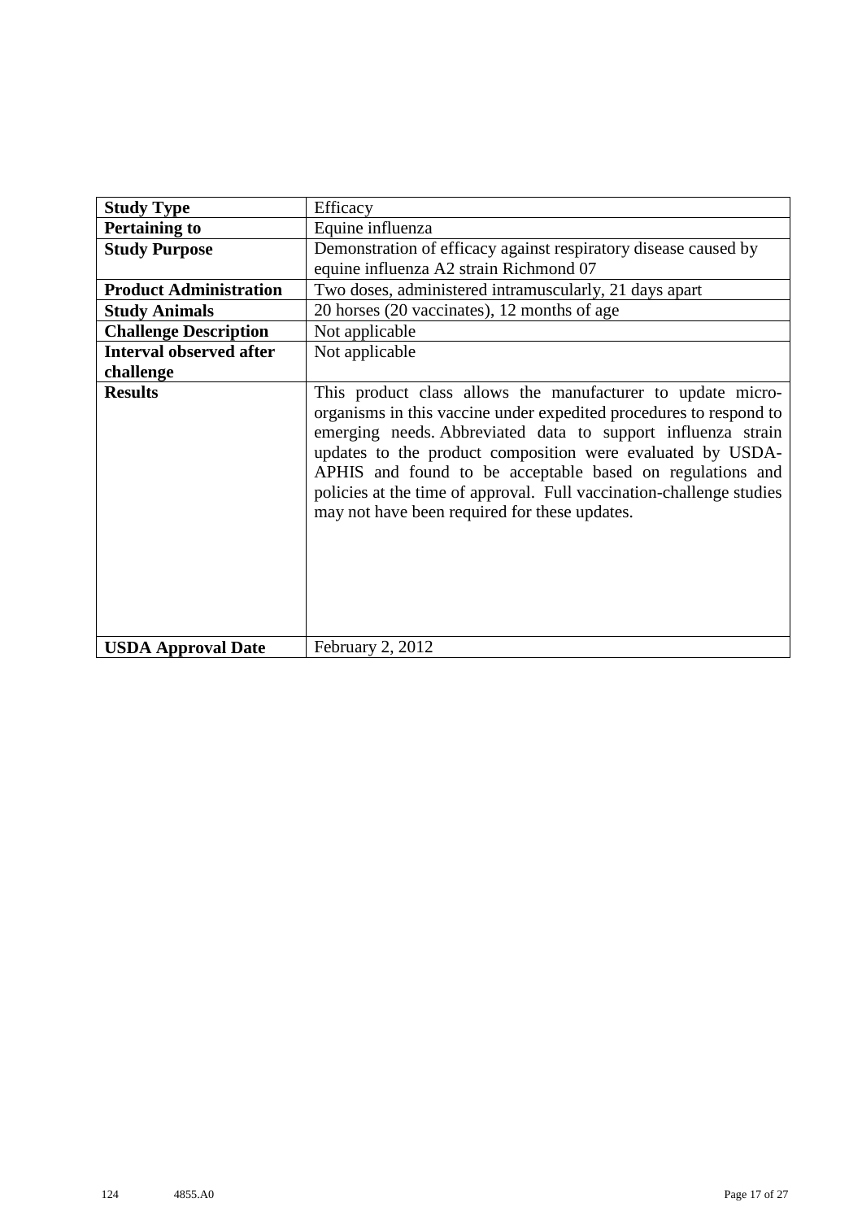| **Study Type** | Efficacy |
|---|---|
| **Pertaining to** | Equine influenza |
| **Study Purpose** | Demonstration of efficacy against respiratory disease caused by equine influenza A2 strain Richmond 07 |
| **Product Administration** | Two doses, administered intramuscularly, 21 days apart |
| **Study Animals** | 20 horses (20 vaccinates), 12 months of age |
| **Challenge Description** | Not applicable |
| **Interval observed after challenge** | Not applicable |
| **Results** | This product class allows the manufacturer to update micro-organisms in this vaccine under expedited procedures to respond to emerging needs. Abbreviated data to support influenza strain updates to the product composition were evaluated by USDA-APHIS and found to be acceptable based on regulations and policies at the time of approval. Full vaccination-challenge studies may not have been required for these updates. |
| **USDA Approval Date** | February 2, 2012 |

124 4855.A0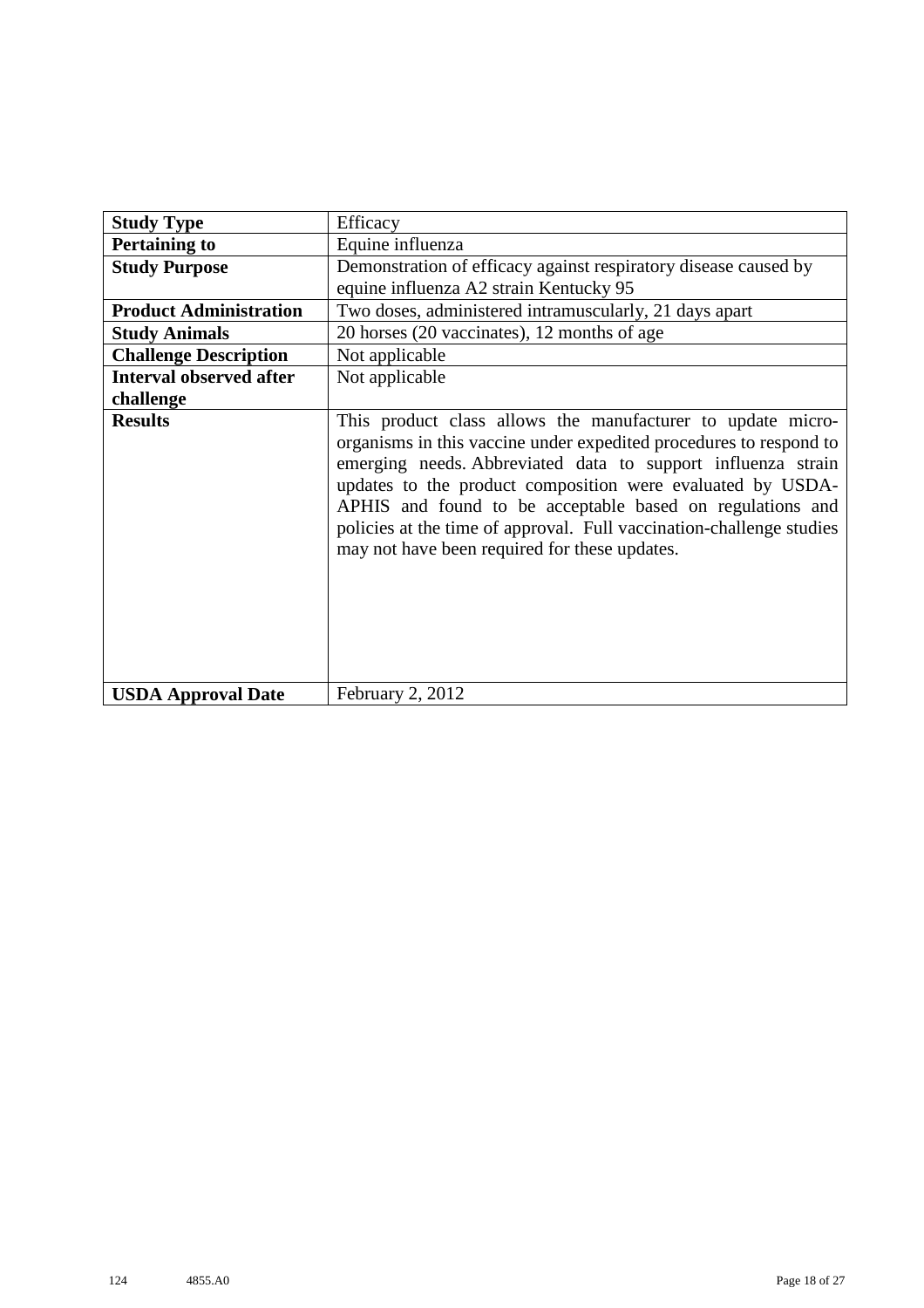| **Study Type** | Efficacy |
|---|---|
| **Pertaining to** | Equine influenza |
| **Study Purpose** | Demonstration of efficacy against respiratory disease caused by equine influenza A2 strain Kentucky 95 |
| **Product Administration** | Two doses, administered intramuscularly, 21 days apart |
| **Study Animals** | 20 horses (20 vaccinates), 12 months of age |
| **Challenge Description** | Not applicable |
| **Interval observed after challenge** | Not applicable |
| **Results** | This product class allows the manufacturer to update micro-organisms in this vaccine under expedited procedures to respond to emerging needs. Abbreviated data to support influenza strain updates to the product composition were evaluated by USDA-APHIS and found to be acceptable based on regulations and policies at the time of approval. Full vaccination-challenge studies may not have been required for these updates. |
| **USDA Approval Date** | February 2, 2012 |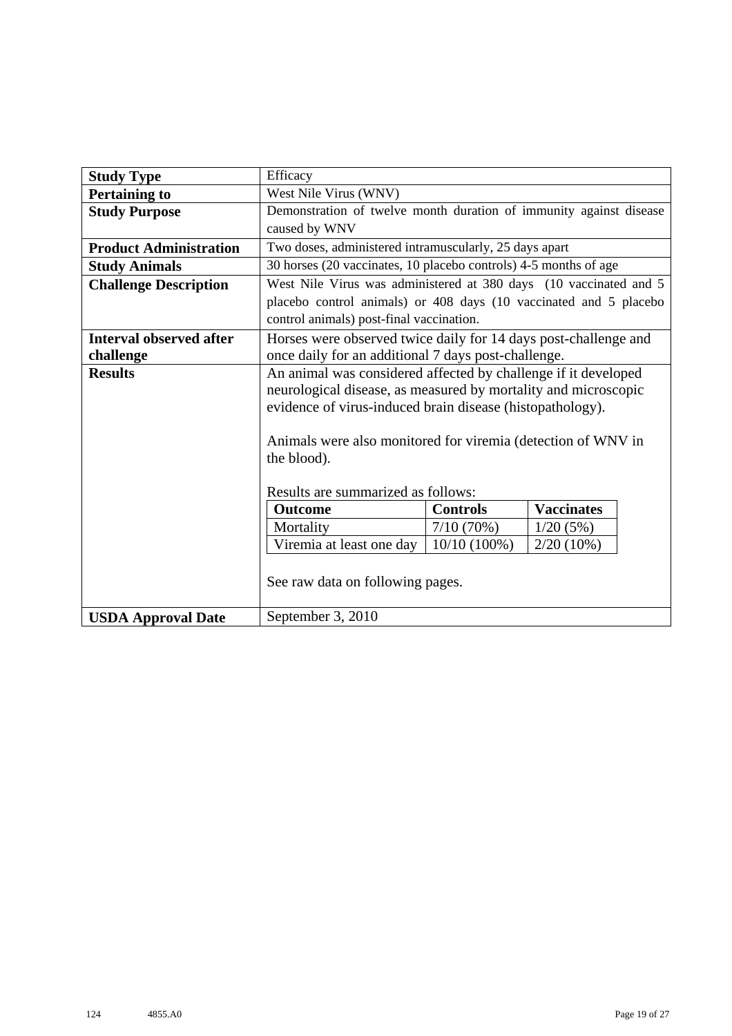| **Study Type** | Efficacy |
|---|---|
| **Pertaining to** | West Nile Virus (WNV) |
| **Study Purpose** | Demonstration of twelve month duration of immunity against disease caused by WNV |
| **Product Administration** | Two doses, administered intramuscularly, 25 days apart |
| **Study Animals** | 30 horses (20 vaccinates, 10 placebo controls) 4-5 months of age |
| **Challenge Description** | West Nile Virus was administered at 380 days (10 vaccinated and 5 placebo control animals) or 408 days (10 vaccinated and 5 placebo control animals) post-final vaccination. |
| **Interval observed after challenge** | Horses were observed twice daily for 14 days post-challenge and once daily for an additional 7 days post-challenge. |
| **Results** | An animal was considered affected by challenge if it developed neurological disease, as measured by mortality and microscopic evidence of virus-induced brain disease (histopathology).<br><br>Animals were also monitored for viremia (detection of WNV in the blood).<br><br>Results are summarized as follows:<br><br>**Outcome** / **Controls** / **Vaccinates**<br>Mortality / 7/10 (70%) / 1/20 (5%)<br>Viremia at least one day / 10/10 (100%) / 2/20 (10%)<br><br>See raw data on following pages. |
| **USDA Approval Date** | September 3, 2010 |

| Outcome | Controls | Vaccinates |
|---|---|---|
| Mortality | 7/10 (70%) | 1/20 (5%) |
| Viremia at least one day | 10/10 (100%) | 2/20 (10%) |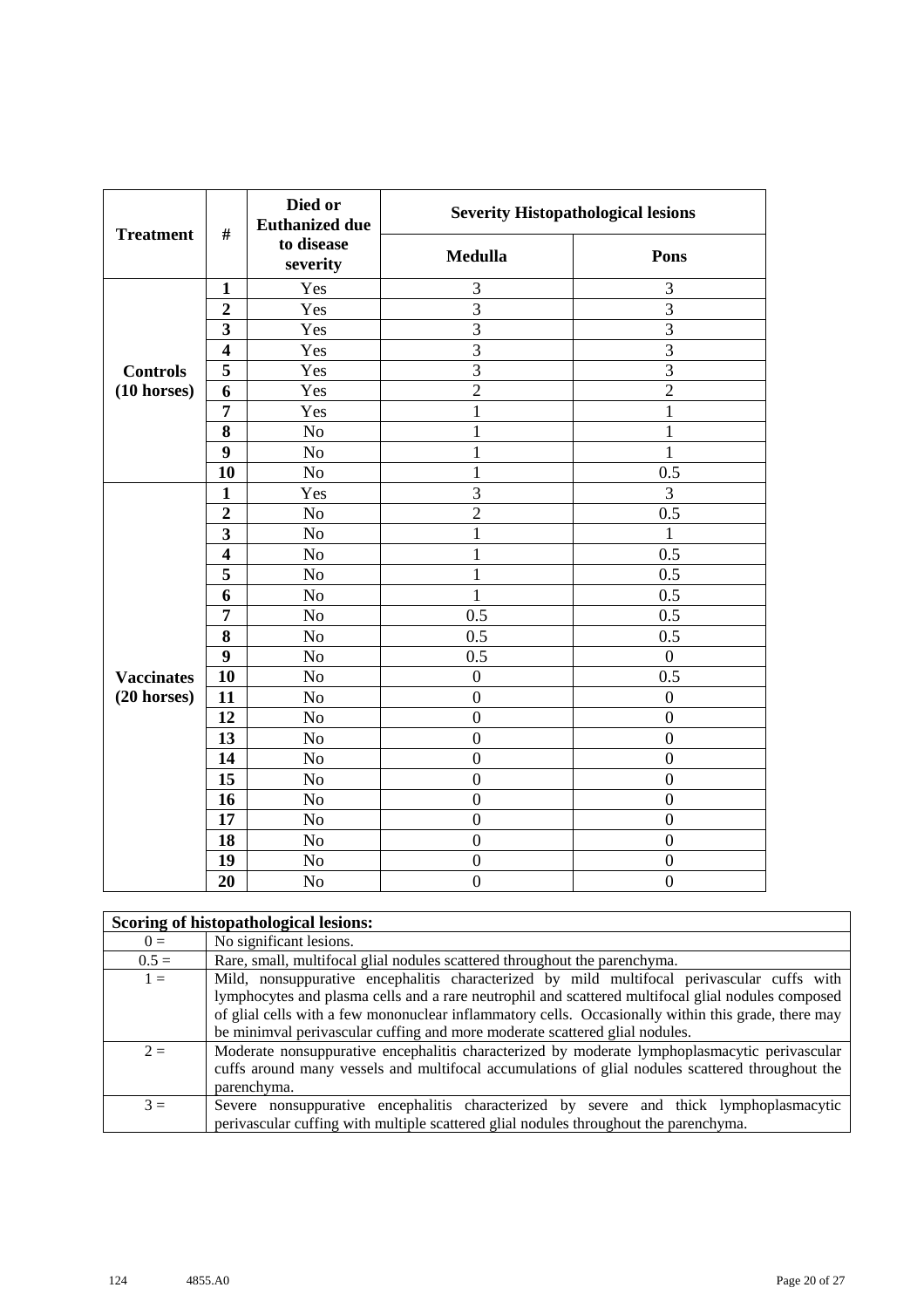| Treatment | # | Died or Euthanized due to disease severity | Severity Histopathological lesions | |
|---|---|---|---|---|
| | | | Medulla | Pons |
| Controls (10 horses) | 1 | Yes | 3 | 3 |
| | 2 | Yes | 3 | 3 |
| | 3 | Yes | 3 | 3 |
| | 4 | Yes | 3 | 3 |
| | 5 | Yes | 3 | 3 |
| | 6 | Yes | 2 | 2 |
| | 7 | Yes | 1 | 1 |
| | 8 | No | 1 | 1 |
| | 9 | No | 1 | 1 |
| | 10 | No | 1 | 0.5 |
| Vaccinates (20 horses) | 1 | Yes | 3 | 3 |
| | 2 | No | 2 | 0.5 |
| | 3 | No | 1 | 1 |
| | 4 | No | 1 | 0.5 |
| | 5 | No | 1 | 0.5 |
| | 6 | No | 1 | 0.5 |
| | 7 | No | 0.5 | 0.5 |
| | 8 | No | 0.5 | 0.5 |
| | 9 | No | 0.5 | 0 |
| | 10 | No | 0 | 0.5 |
| | 11 | No | 0 | 0 |
| | 12 | No | 0 | 0 |
| | 13 | No | 0 | 0 |
| | 14 | No | 0 | 0 |
| | 15 | No | 0 | 0 |
| | 16 | No | 0 | 0 |
| | 17 | No | 0 | 0 |
| | 18 | No | 0 | 0 |
| | 19 | No | 0 | 0 |
| | 20 | No | 0 | 0 |

| Scoring of histopathological lesions: | |
|---|---|
| 0 = | No significant lesions. |
| 0.5 = | Rare, small, multifocal glial nodules scattered throughout the parenchyma. |
| 1 = | Mild, nonsuppurative encephalitis characterized by mild multifocal perivascular cuffs with lymphocytes and plasma cells and a rare neutrophil and scattered multifocal glial nodules composed of glial cells with a few mononuclear inflammatory cells. Occasionally within this grade, there may be minimval perivascular cuffing and more moderate scattered glial nodules. |
| 2 = | Moderate nonsuppurative encephalitis characterized by moderate lymphoplasmacytic perivascular cuffs around many vessels and multifocal accumulations of glial nodules scattered throughout the parenchyma. |
| 3 = | Severe nonsuppurative encephalitis characterized by severe and thick lymphoplasmacytic perivascular cuffing with multiple scattered glial nodules throughout the parenchyma. |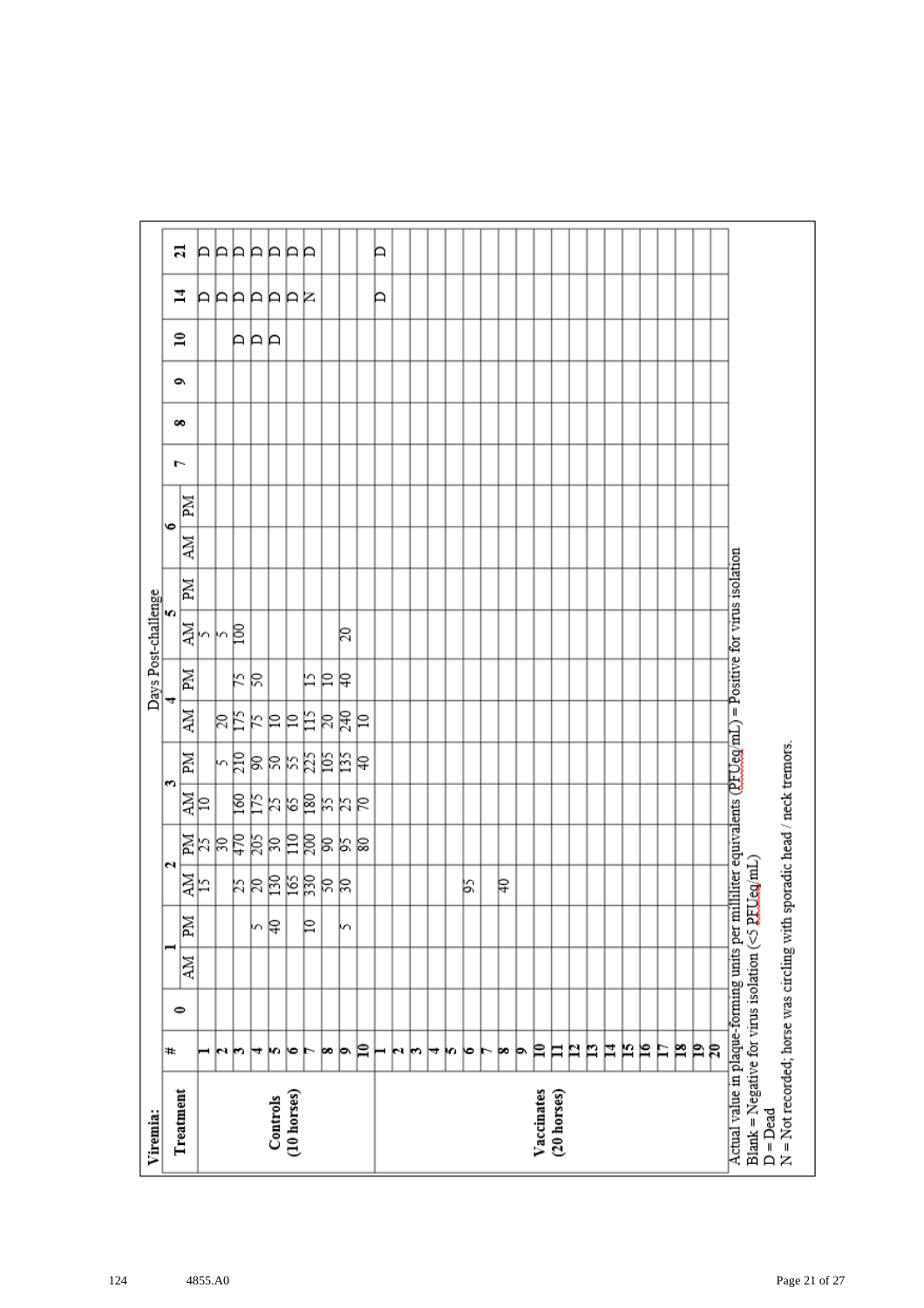**Viremia:**

| Treatment | # | 0 | 1 | | 2 | | 3 | | 4 | | 5 | | 6 | | 7 | 8 | 9 | 10 | 14 | 21 |
|---|---|---|---|---|---|---|---|---|---|---|---|---|---|---|---|---|---|---|---|---|
| | | | AM | PM | AM | PM | AM | PM | AM | PM | AM | PM | AM | PM | | | | | | |
| Controls (10 horses) | 1 | | | | 15 | 25 | 10 | | | | 5 | | | | | | | | D | D |
| | 2 | | | | | 30 | | 5 | 20 | | 5 | | | | | | | | D | D |
| | 3 | | | | 25 | 470 | 160 | 210 | 175 | 75 | 100 | | | | | | | | D | D |
| | 4 | | | 5 | 20 | 205 | 175 | 90 | 75 | 50 | | | | | | | | D | D | D |
| | 5 | | | 40 | 130 | 30 | 25 | 50 | 10 | | | | | | | | | D | D | D |
| | 6 | | | | 165 | 110 | 65 | 55 | 10 | | | | | | | | | D | D | D |
| | 7 | | | 10 | 330 | 200 | 180 | 225 | 115 | 15 | | | | | | | | | N | D |
| | 8 | | | | 50 | 90 | 35 | 105 | 20 | 10 | | | | | | | | | | |
| | 9 | | | 5 | 30 | 95 | 25 | 135 | 240 | 40 | 20 | | | | | | | | | |
| | 10 | | | | | 80 | 70 | 40 | 10 | | | | | | | | | | | |
| Vaccinates (20 horses) | 1 | | | | | | | | | | | | | | | | | | D | D |
| | 2 | | | | | | | | | | | | | | | | | | | |
| | 3 | | | | | | | | | | | | | | | | | | | |
| | 4 | | | | | | | | | | | | | | | | | | | |
| | 5 | | | | | | | | | | | | | | | | | | | |
| | 6 | | | | 95 | | | | | | | | | | | | | | | |
| | 7 | | | | | | | | | | | | | | | | | | | |
| | 8 | | | | 40 | | | | | | | | | | | | | | | |
| | 9 | | | | | | | | | | | | | | | | | | | |
| | 10 | | | | | | | | | | | | | | | | | | | |
| | 11 | | | | | | | | | | | | | | | | | | | |
| | 12 | | | | | | | | | | | | | | | | | | | |
| | 13 | | | | | | | | | | | | | | | | | | | |
| | 14 | | | | | | | | | | | | | | | | | | | |
| | 15 | | | | | | | | | | | | | | | | | | | |
| | 16 | | | | | | | | | | | | | | | | | | | |
| | 17 | | | | | | | | | | | | | | | | | | | |
| | 18 | | | | | | | | | | | | | | | | | | | |
| | 19 | | | | | | | | | | | | | | | | | | | |
| | 20 | | | | | | | | | | | | | | | | | | | |

Column headings 0–21: Days Post-challenge

Actual value in plaque-forming units per milliliter equivalents (PFUeq/mL) = Positive for virus isolation
Blank = Negative for virus isolation (<5 PFUeq/mL)
D = Dead
N = Not recorded; horse was circling with sporadic head / neck tremors.

4855.A0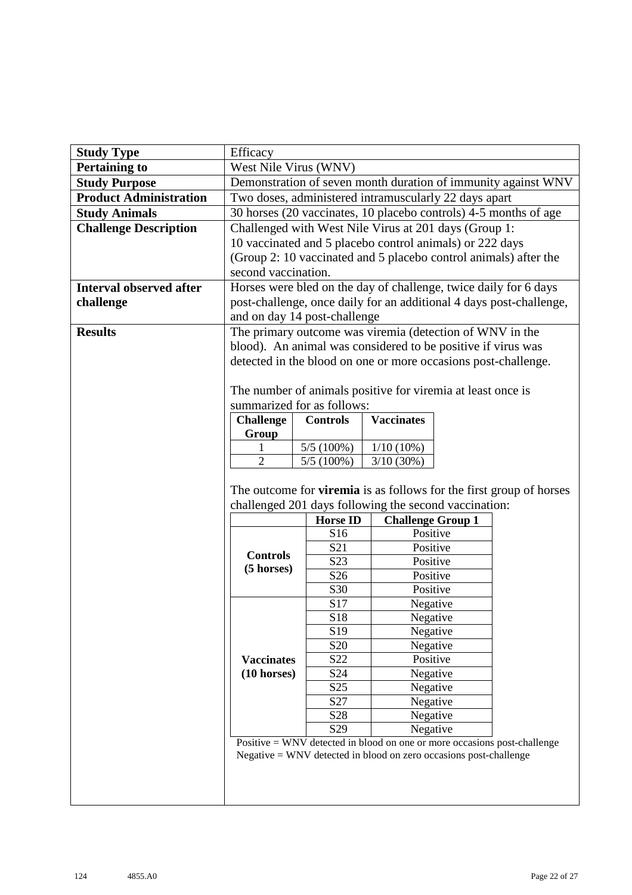| **Study Type** | Efficacy |
|---|---|
| **Pertaining to** | West Nile Virus (WNV) |
| **Study Purpose** | Demonstration of seven month duration of immunity against WNV |
| **Product Administration** | Two doses, administered intramuscularly 22 days apart |
| **Study Animals** | 30 horses (20 vaccinates, 10 placebo controls) 4-5 months of age |
| **Challenge Description** | Challenged with West Nile Virus at 201 days (Group 1: 10 vaccinated and 5 placebo control animals) or 222 days (Group 2: 10 vaccinated and 5 placebo control animals) after the second vaccination. |
| **Interval observed after challenge** | Horses were bled on the day of challenge, twice daily for 6 days post-challenge, once daily for an additional 4 days post-challenge, and on day 14 post-challenge |
| **Results** | The primary outcome was viremia (detection of WNV in the blood). An animal was considered to be positive if virus was detected in the blood on one or more occasions post-challenge. |

The number of animals positive for viremia at least once is summarized for as follows:

| Challenge Group | Controls | Vaccinates |
|---|---|---|
| 1 | 5/5 (100%) | 1/10 (10%) |
| 2 | 5/5 (100%) | 3/10 (30%) |

The outcome for **viremia** is as follows for the first group of horses challenged 201 days following the second vaccination:

| | Horse ID | Challenge Group 1 |
|---|---|---|
| **Controls (5 horses)** | S16 | Positive |
| | S21 | Positive |
| | S23 | Positive |
| | S26 | Positive |
| | S30 | Positive |
| **Vaccinates (10 horses)** | S17 | Negative |
| | S18 | Negative |
| | S19 | Negative |
| | S20 | Negative |
| | S22 | Positive |
| | S24 | Negative |
| | S25 | Negative |
| | S27 | Negative |
| | S28 | Negative |
| | S29 | Negative |

Positive = WNV detected in blood on one or more occasions post-challenge
Negative = WNV detected in blood on zero occasions post-challenge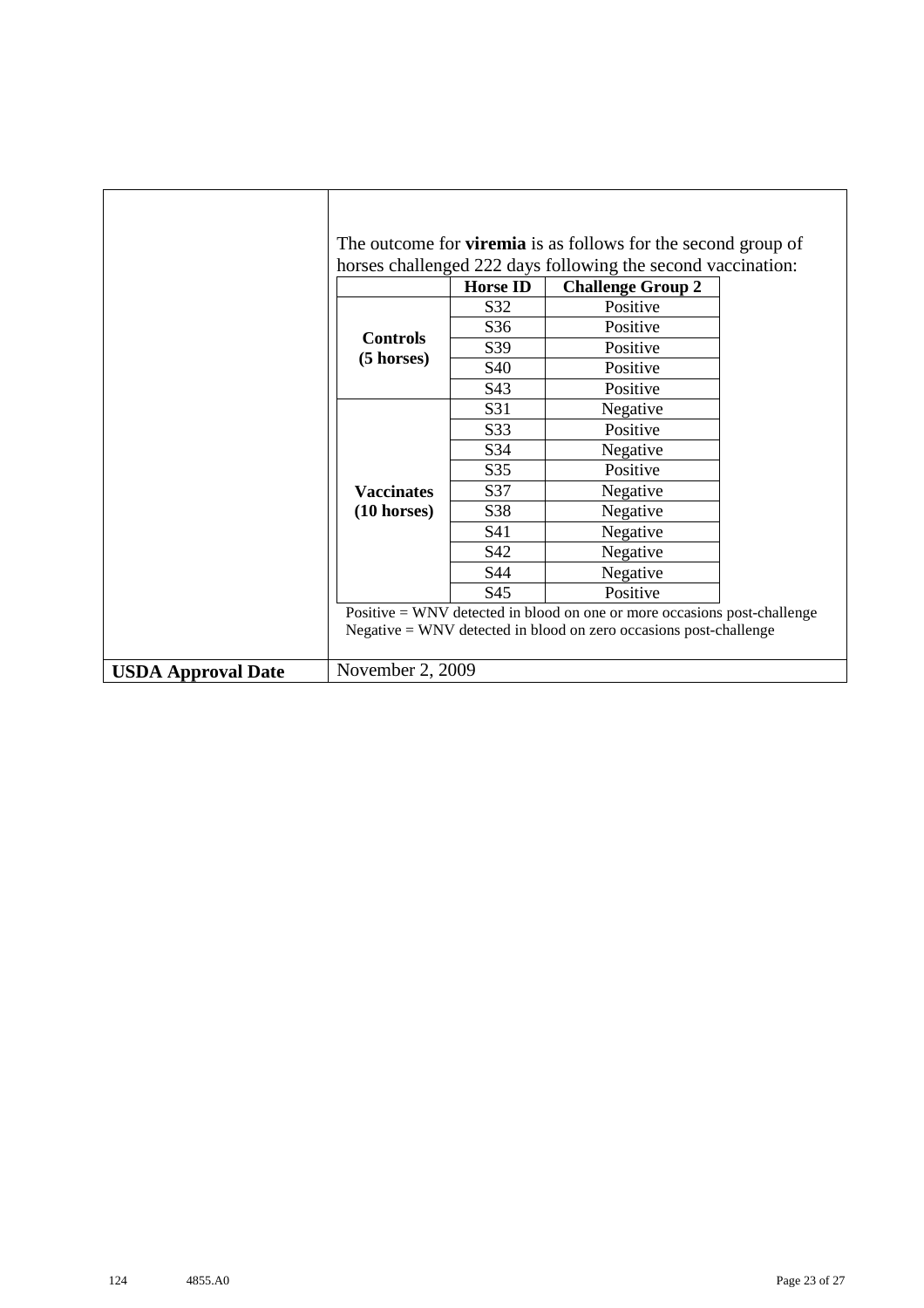The outcome for **viremia** is as follows for the second group of horses challenged 222 days following the second vaccination:

| | Horse ID | Challenge Group 2 |
|---|---|---|
| **Controls (5 horses)** | S32 | Positive |
| | S36 | Positive |
| | S39 | Positive |
| | S40 | Positive |
| | S43 | Positive |
| **Vaccinates (10 horses)** | S31 | Negative |
| | S33 | Positive |
| | S34 | Negative |
| | S35 | Positive |
| | S37 | Negative |
| | S38 | Negative |
| | S41 | Negative |
| | S42 | Negative |
| | S44 | Negative |
| | S45 | Positive |

Positive = WNV detected in blood on one or more occasions post-challenge
Negative = WNV detected in blood on zero occasions post-challenge

| **USDA Approval Date** | November 2, 2009 |
|---|---|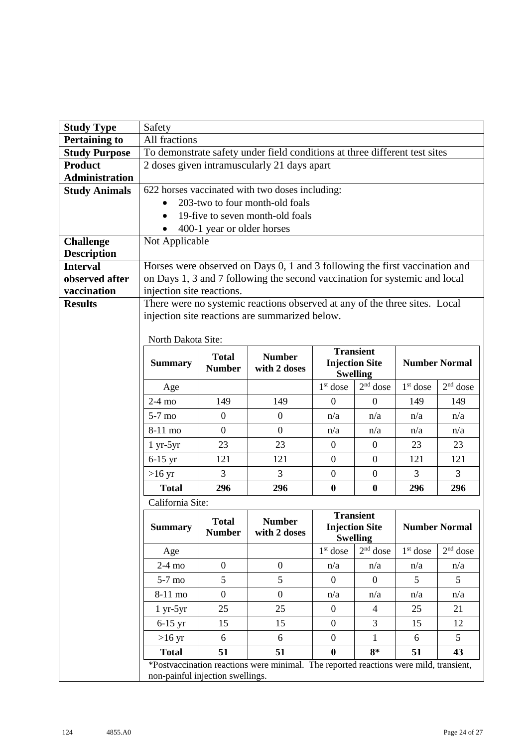| | |
|---|---|
| **Study Type** | Safety |
| **Pertaining to** | All fractions |
| **Study Purpose** | To demonstrate safety under field conditions at three different test sites |
| **Product Administration** | 2 doses given intramuscularly 21 days apart |
| **Study Animals** | 622 horses vaccinated with two doses including:<br>• 203-two to four month-old foals<br>• 19-five to seven month-old foals<br>• 400-1 year or older horses |
| **Challenge Description** | Not Applicable |
| **Interval observed after vaccination** | Horses were observed on Days 0, 1 and 3 following the first vaccination and on Days 1, 3 and 7 following the second vaccination for systemic and local injection site reactions. |
| **Results** | There were no systemic reactions observed at any of the three sites. Local injection site reactions are summarized below. |

North Dakota Site:

| Summary | Total Number | Number with 2 doses | Transient Injection Site Swelling | | Number Normal | |
|---|---|---|---|---|---|---|
| Age | | | 1st dose | 2nd dose | 1st dose | 2nd dose |
| 2-4 mo | 149 | 149 | 0 | 0 | 149 | 149 |
| 5-7 mo | 0 | 0 | n/a | n/a | n/a | n/a |
| 8-11 mo | 0 | 0 | n/a | n/a | n/a | n/a |
| 1 yr-5yr | 23 | 23 | 0 | 0 | 23 | 23 |
| 6-15 yr | 121 | 121 | 0 | 0 | 121 | 121 |
| >16 yr | 3 | 3 | 0 | 0 | 3 | 3 |
| **Total** | **296** | **296** | **0** | **0** | **296** | **296** |

California Site:

| Summary | Total Number | Number with 2 doses | Transient Injection Site Swelling | | Number Normal | |
|---|---|---|---|---|---|---|
| Age | | | 1st dose | 2nd dose | 1st dose | 2nd dose |
| 2-4 mo | 0 | 0 | n/a | n/a | n/a | n/a |
| 5-7 mo | 5 | 5 | 0 | 0 | 5 | 5 |
| 8-11 mo | 0 | 0 | n/a | n/a | n/a | n/a |
| 1 yr-5yr | 25 | 25 | 0 | 4 | 25 | 21 |
| 6-15 yr | 15 | 15 | 0 | 3 | 15 | 12 |
| >16 yr | 6 | 6 | 0 | 1 | 6 | 5 |
| **Total** | **51** | **51** | **0** | **8*** | **51** | **43** |

*Postvaccination reactions were minimal. The reported reactions were mild, transient, non-painful injection swellings.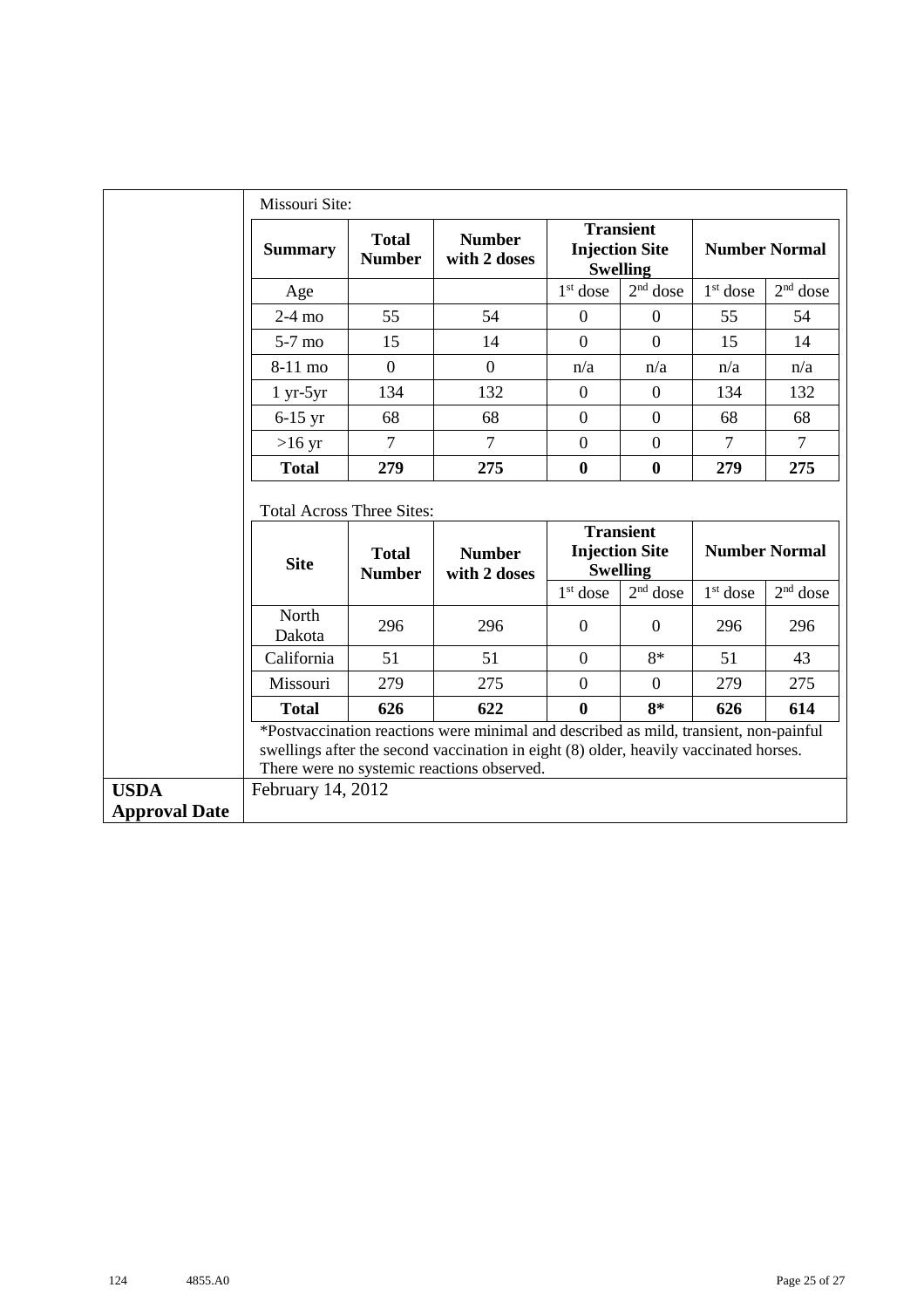Missouri Site:

| Summary | Total Number | Number with 2 doses | Transient Injection Site Swelling | | Number Normal | |
|---|---|---|---|---|---|---|
| Age | | | 1st dose | 2nd dose | 1st dose | 2nd dose |
| 2-4 mo | 55 | 54 | 0 | 0 | 55 | 54 |
| 5-7 mo | 15 | 14 | 0 | 0 | 15 | 14 |
| 8-11 mo | 0 | 0 | n/a | n/a | n/a | n/a |
| 1 yr-5yr | 134 | 132 | 0 | 0 | 134 | 132 |
| 6-15 yr | 68 | 68 | 0 | 0 | 68 | 68 |
| >16 yr | 7 | 7 | 0 | 0 | 7 | 7 |
| **Total** | **279** | **275** | **0** | **0** | **279** | **275** |

Total Across Three Sites:

| Site | Total Number | Number with 2 doses | Transient Injection Site Swelling | | Number Normal | |
|---|---|---|---|---|---|---|
| | | | 1st dose | 2nd dose | 1st dose | 2nd dose |
| North Dakota | 296 | 296 | 0 | 0 | 296 | 296 |
| California | 51 | 51 | 0 | 8* | 51 | 43 |
| Missouri | 279 | 275 | 0 | 0 | 279 | 275 |
| **Total** | **626** | **622** | **0** | **8*** | **626** | **614** |

*Postvaccination reactions were minimal and described as mild, transient, non-painful swellings after the second vaccination in eight (8) older, heavily vaccinated horses. There were no systemic reactions observed.

**USDA Approval Date**: February 14, 2012

124 4855.A0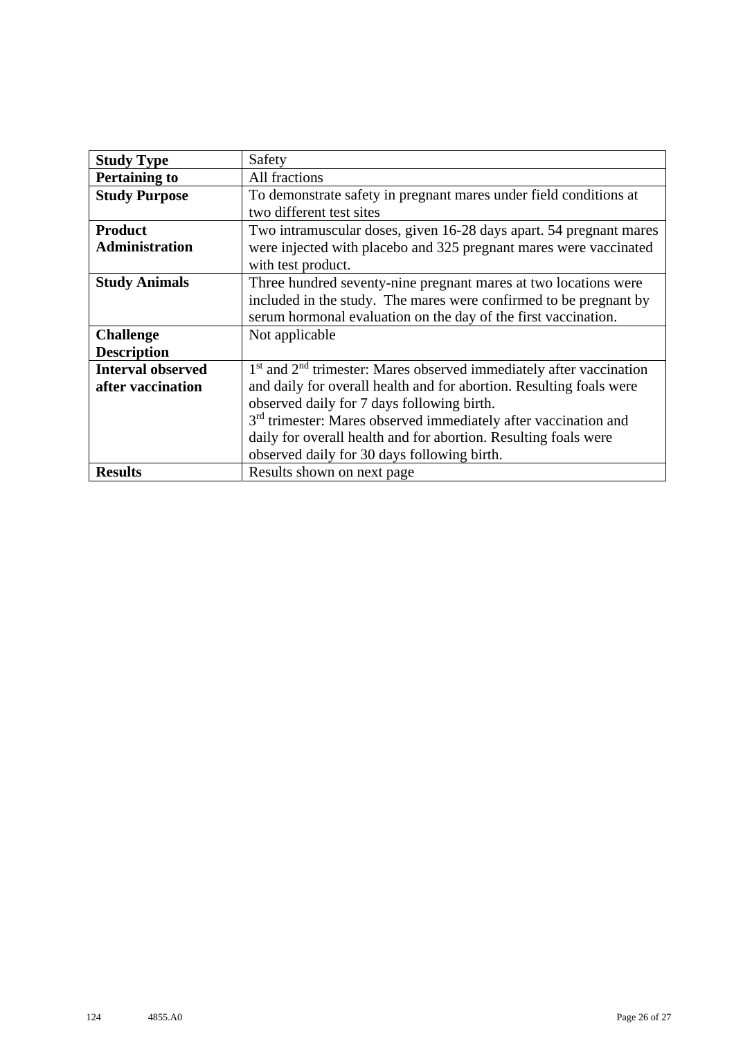| **Study Type** | Safety |
|---|---|
| **Pertaining to** | All fractions |
| **Study Purpose** | To demonstrate safety in pregnant mares under field conditions at two different test sites |
| **Product Administration** | Two intramuscular doses, given 16-28 days apart. 54 pregnant mares were injected with placebo and 325 pregnant mares were vaccinated with test product. |
| **Study Animals** | Three hundred seventy-nine pregnant mares at two locations were included in the study. The mares were confirmed to be pregnant by serum hormonal evaluation on the day of the first vaccination. |
| **Challenge Description** | Not applicable |
| **Interval observed after vaccination** | 1st and 2nd trimester: Mares observed immediately after vaccination and daily for overall health and for abortion. Resulting foals were observed daily for 7 days following birth.<br>3rd trimester: Mares observed immediately after vaccination and daily for overall health and for abortion. Resulting foals were observed daily for 30 days following birth. |
| **Results** | Results shown on next page |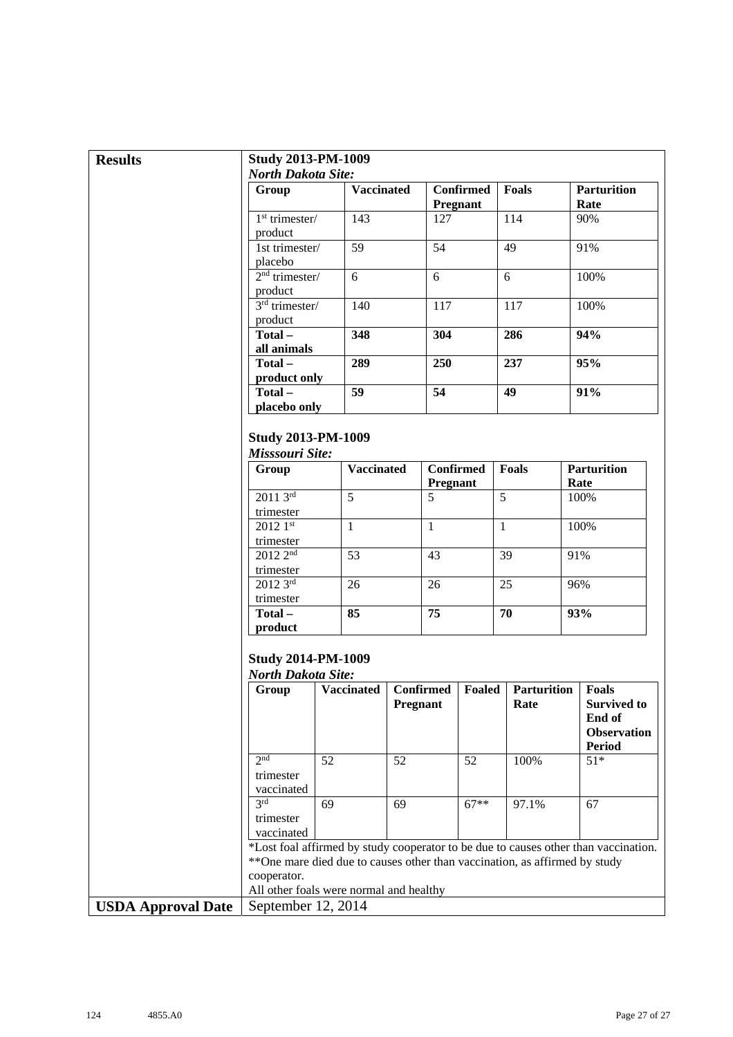**Results**

**Study 2013-PM-1009**
***North Dakota Site:***

| Group | Vaccinated | Confirmed Pregnant | Foals | Parturition Rate |
|---|---|---|---|---|
| 1st trimester/ product | 143 | 127 | 114 | 90% |
| 1st trimester/ placebo | 59 | 54 | 49 | 91% |
| 2nd trimester/ product | 6 | 6 | 6 | 100% |
| 3rd trimester/ product | 140 | 117 | 117 | 100% |
| **Total – all animals** | **348** | **304** | **286** | **94%** |
| **Total – product only** | **289** | **250** | **237** | **95%** |
| **Total – placebo only** | **59** | **54** | **49** | **91%** |

**Study 2013-PM-1009**
***Misssouri Site:***

| Group | Vaccinated | Confirmed Pregnant | Foals | Parturition Rate |
|---|---|---|---|---|
| 2011 3rd trimester | 5 | 5 | 5 | 100% |
| 2012 1st trimester | 1 | 1 | 1 | 100% |
| 2012 2nd trimester | 53 | 43 | 39 | 91% |
| 2012 3rd trimester | 26 | 26 | 25 | 96% |
| **Total – product** | **85** | **75** | **70** | **93%** |

**Study 2014-PM-1009**
***North Dakota Site:***

| Group | Vaccinated | Confirmed Pregnant | Foaled | Parturition Rate | Foals Survived to End of Observation Period |
|---|---|---|---|---|---|
| 2nd trimester vaccinated | 52 | 52 | 52 | 100% | 51* |
| 3rd trimester vaccinated | 69 | 69 | 67** | 97.1% | 67 |

*Lost foal affirmed by study cooperator to be due to causes other than vaccination.
**One mare died due to causes other than vaccination, as affirmed by study cooperator.
All other foals were normal and healthy

**USDA Approval Date** September 12, 2014

124 4855.A0